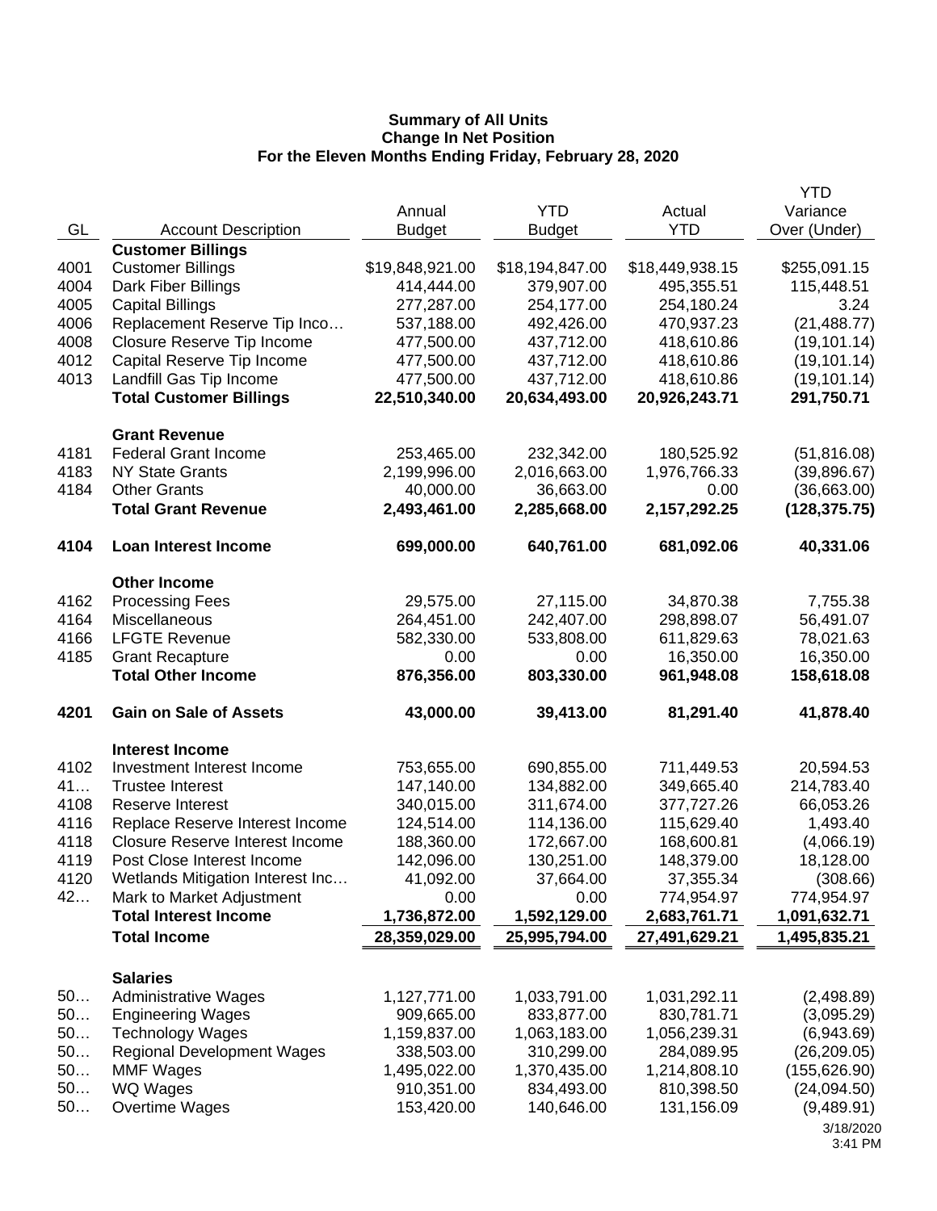**Summary of All Units**
**Change In Net Position**
**For the Eleven Months Ending Friday, February 28, 2020**

| GL | Account Description | Annual Budget | YTD Budget | Actual YTD | YTD Variance Over (Under) |
|---|---|---|---|---|---|
| | **Customer Billings** | | | | |
| 4001 | Customer Billings | $19,848,921.00 | $18,194,847.00 | $18,449,938.15 | $255,091.15 |
| 4004 | Dark Fiber Billings | 414,444.00 | 379,907.00 | 495,355.51 | 115,448.51 |
| 4005 | Capital Billings | 277,287.00 | 254,177.00 | 254,180.24 | 3.24 |
| 4006 | Replacement Reserve Tip Inco… | 537,188.00 | 492,426.00 | 470,937.23 | (21,488.77) |
| 4008 | Closure Reserve Tip Income | 477,500.00 | 437,712.00 | 418,610.86 | (19,101.14) |
| 4012 | Capital Reserve Tip Income | 477,500.00 | 437,712.00 | 418,610.86 | (19,101.14) |
| 4013 | Landfill Gas Tip Income | 477,500.00 | 437,712.00 | 418,610.86 | (19,101.14) |
| | **Total Customer Billings** | **22,510,340.00** | **20,634,493.00** | **20,926,243.71** | **291,750.71** |
| | **Grant Revenue** | | | | |
| 4181 | Federal Grant Income | 253,465.00 | 232,342.00 | 180,525.92 | (51,816.08) |
| 4183 | NY State Grants | 2,199,996.00 | 2,016,663.00 | 1,976,766.33 | (39,896.67) |
| 4184 | Other Grants | 40,000.00 | 36,663.00 | 0.00 | (36,663.00) |
| | **Total Grant Revenue** | **2,493,461.00** | **2,285,668.00** | **2,157,292.25** | **(128,375.75)** |
| **4104** | **Loan Interest Income** | **699,000.00** | **640,761.00** | **681,092.06** | **40,331.06** |
| | **Other Income** | | | | |
| 4162 | Processing Fees | 29,575.00 | 27,115.00 | 34,870.38 | 7,755.38 |
| 4164 | Miscellaneous | 264,451.00 | 242,407.00 | 298,898.07 | 56,491.07 |
| 4166 | LFGTE Revenue | 582,330.00 | 533,808.00 | 611,829.63 | 78,021.63 |
| 4185 | Grant Recapture | 0.00 | 0.00 | 16,350.00 | 16,350.00 |
| | **Total Other Income** | **876,356.00** | **803,330.00** | **961,948.08** | **158,618.08** |
| **4201** | **Gain on Sale of Assets** | **43,000.00** | **39,413.00** | **81,291.40** | **41,878.40** |
| | **Interest Income** | | | | |
| 4102 | Investment Interest Income | 753,655.00 | 690,855.00 | 711,449.53 | 20,594.53 |
| 41… | Trustee Interest | 147,140.00 | 134,882.00 | 349,665.40 | 214,783.40 |
| 4108 | Reserve Interest | 340,015.00 | 311,674.00 | 377,727.26 | 66,053.26 |
| 4116 | Replace Reserve Interest Income | 124,514.00 | 114,136.00 | 115,629.40 | 1,493.40 |
| 4118 | Closure Reserve Interest Income | 188,360.00 | 172,667.00 | 168,600.81 | (4,066.19) |
| 4119 | Post Close Interest Income | 142,096.00 | 130,251.00 | 148,379.00 | 18,128.00 |
| 4120 | Wetlands Mitigation Interest Inc… | 41,092.00 | 37,664.00 | 37,355.34 | (308.66) |
| 42… | Mark to Market Adjustment | 0.00 | 0.00 | 774,954.97 | 774,954.97 |
| | **Total Interest Income** | **1,736,872.00** | **1,592,129.00** | **2,683,761.71** | **1,091,632.71** |
| | **Total Income** | **28,359,029.00** | **25,995,794.00** | **27,491,629.21** | **1,495,835.21** |
| | **Salaries** | | | | |
| 50… | Administrative Wages | 1,127,771.00 | 1,033,791.00 | 1,031,292.11 | (2,498.89) |
| 50… | Engineering Wages | 909,665.00 | 833,877.00 | 830,781.71 | (3,095.29) |
| 50… | Technology Wages | 1,159,837.00 | 1,063,183.00 | 1,056,239.31 | (6,943.69) |
| 50… | Regional Development Wages | 338,503.00 | 310,299.00 | 284,089.95 | (26,209.05) |
| 50… | MMF Wages | 1,495,022.00 | 1,370,435.00 | 1,214,808.10 | (155,626.90) |
| 50… | WQ Wages | 910,351.00 | 834,493.00 | 810,398.50 | (24,094.50) |
| 50… | Overtime Wages | 153,420.00 | 140,646.00 | 131,156.09 | (9,489.91) |

3/18/2020
3:41 PM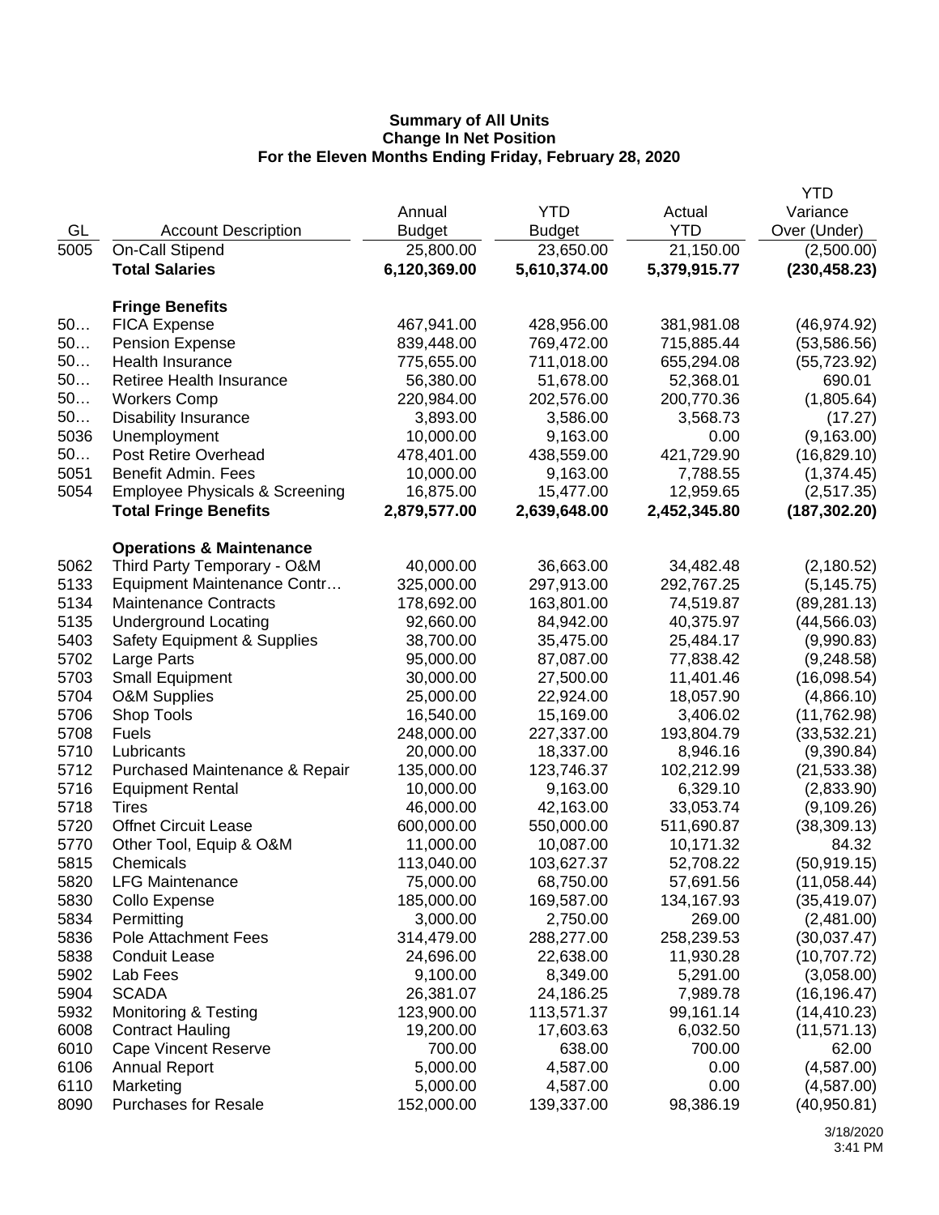**Summary of All Units**
**Change In Net Position**
**For the Eleven Months Ending Friday, February 28, 2020**

| GL | Account Description | Annual Budget | YTD Budget | Actual YTD | YTD Variance Over (Under) |
|---|---|---|---|---|---|
| 5005 | On-Call Stipend | 25,800.00 | 23,650.00 | 21,150.00 | (2,500.00) |
| | **Total Salaries** | **6,120,369.00** | **5,610,374.00** | **5,379,915.77** | **(230,458.23)** |
| | | | | | |
| | **Fringe Benefits** | | | | |
| 50… | FICA Expense | 467,941.00 | 428,956.00 | 381,981.08 | (46,974.92) |
| 50… | Pension Expense | 839,448.00 | 769,472.00 | 715,885.44 | (53,586.56) |
| 50… | Health Insurance | 775,655.00 | 711,018.00 | 655,294.08 | (55,723.92) |
| 50… | Retiree Health Insurance | 56,380.00 | 51,678.00 | 52,368.01 | 690.01 |
| 50… | Workers Comp | 220,984.00 | 202,576.00 | 200,770.36 | (1,805.64) |
| 50… | Disability Insurance | 3,893.00 | 3,586.00 | 3,568.73 | (17.27) |
| 5036 | Unemployment | 10,000.00 | 9,163.00 | 0.00 | (9,163.00) |
| 50… | Post Retire Overhead | 478,401.00 | 438,559.00 | 421,729.90 | (16,829.10) |
| 5051 | Benefit Admin. Fees | 10,000.00 | 9,163.00 | 7,788.55 | (1,374.45) |
| 5054 | Employee Physicals & Screening | 16,875.00 | 15,477.00 | 12,959.65 | (2,517.35) |
| | **Total Fringe Benefits** | **2,879,577.00** | **2,639,648.00** | **2,452,345.80** | **(187,302.20)** |
| | | | | | |
| | **Operations & Maintenance** | | | | |
| 5062 | Third Party Temporary - O&M | 40,000.00 | 36,663.00 | 34,482.48 | (2,180.52) |
| 5133 | Equipment Maintenance Contr… | 325,000.00 | 297,913.00 | 292,767.25 | (5,145.75) |
| 5134 | Maintenance Contracts | 178,692.00 | 163,801.00 | 74,519.87 | (89,281.13) |
| 5135 | Underground Locating | 92,660.00 | 84,942.00 | 40,375.97 | (44,566.03) |
| 5403 | Safety Equipment & Supplies | 38,700.00 | 35,475.00 | 25,484.17 | (9,990.83) |
| 5702 | Large Parts | 95,000.00 | 87,087.00 | 77,838.42 | (9,248.58) |
| 5703 | Small Equipment | 30,000.00 | 27,500.00 | 11,401.46 | (16,098.54) |
| 5704 | O&M Supplies | 25,000.00 | 22,924.00 | 18,057.90 | (4,866.10) |
| 5706 | Shop Tools | 16,540.00 | 15,169.00 | 3,406.02 | (11,762.98) |
| 5708 | Fuels | 248,000.00 | 227,337.00 | 193,804.79 | (33,532.21) |
| 5710 | Lubricants | 20,000.00 | 18,337.00 | 8,946.16 | (9,390.84) |
| 5712 | Purchased Maintenance & Repair | 135,000.00 | 123,746.37 | 102,212.99 | (21,533.38) |
| 5716 | Equipment Rental | 10,000.00 | 9,163.00 | 6,329.10 | (2,833.90) |
| 5718 | Tires | 46,000.00 | 42,163.00 | 33,053.74 | (9,109.26) |
| 5720 | Offnet Circuit Lease | 600,000.00 | 550,000.00 | 511,690.87 | (38,309.13) |
| 5770 | Other Tool, Equip & O&M | 11,000.00 | 10,087.00 | 10,171.32 | 84.32 |
| 5815 | Chemicals | 113,040.00 | 103,627.37 | 52,708.22 | (50,919.15) |
| 5820 | LFG Maintenance | 75,000.00 | 68,750.00 | 57,691.56 | (11,058.44) |
| 5830 | Collo Expense | 185,000.00 | 169,587.00 | 134,167.93 | (35,419.07) |
| 5834 | Permitting | 3,000.00 | 2,750.00 | 269.00 | (2,481.00) |
| 5836 | Pole Attachment Fees | 314,479.00 | 288,277.00 | 258,239.53 | (30,037.47) |
| 5838 | Conduit Lease | 24,696.00 | 22,638.00 | 11,930.28 | (10,707.72) |
| 5902 | Lab Fees | 9,100.00 | 8,349.00 | 5,291.00 | (3,058.00) |
| 5904 | SCADA | 26,381.07 | 24,186.25 | 7,989.78 | (16,196.47) |
| 5932 | Monitoring & Testing | 123,900.00 | 113,571.37 | 99,161.14 | (14,410.23) |
| 6008 | Contract Hauling | 19,200.00 | 17,603.63 | 6,032.50 | (11,571.13) |
| 6010 | Cape Vincent Reserve | 700.00 | 638.00 | 700.00 | 62.00 |
| 6106 | Annual Report | 5,000.00 | 4,587.00 | 0.00 | (4,587.00) |
| 6110 | Marketing | 5,000.00 | 4,587.00 | 0.00 | (4,587.00) |
| 8090 | Purchases for Resale | 152,000.00 | 139,337.00 | 98,386.19 | (40,950.81) |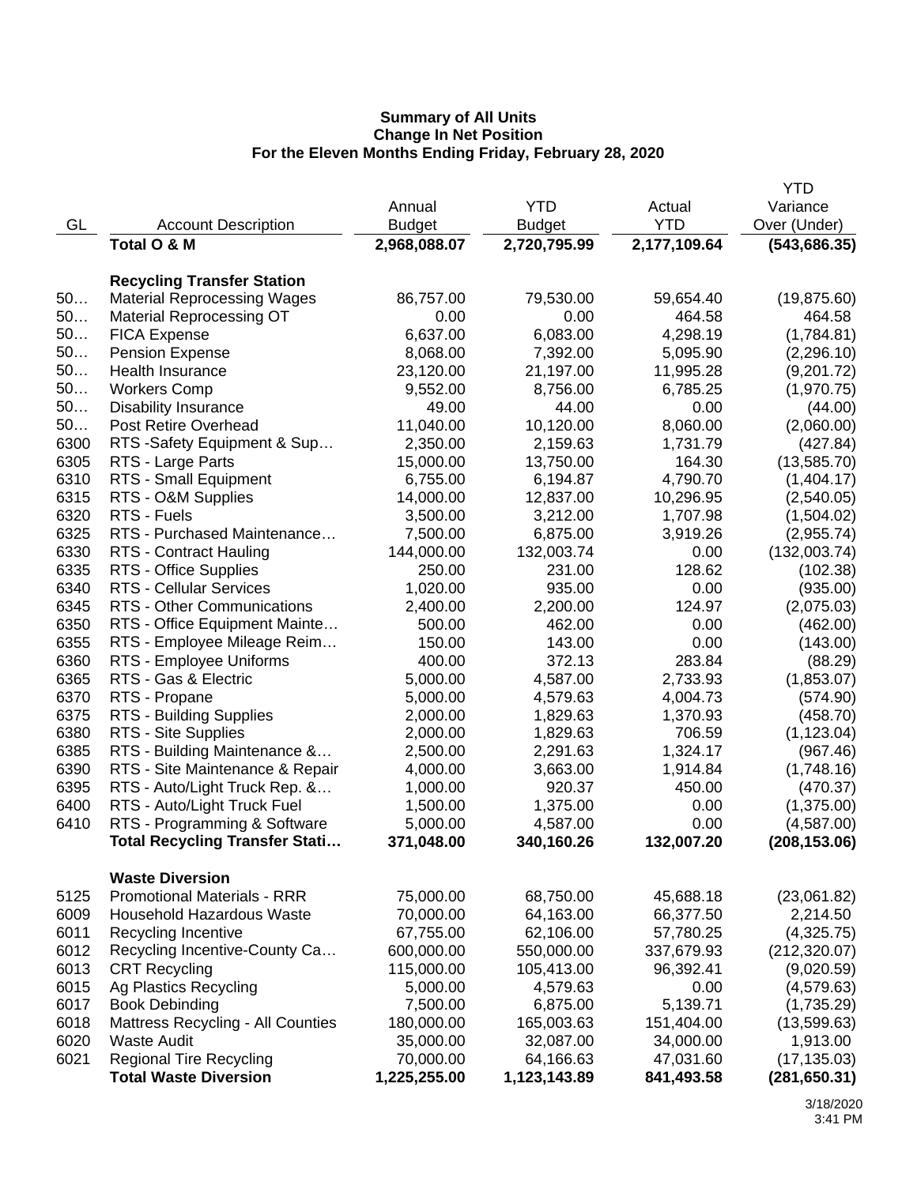**Summary of All Units**
**Change In Net Position**
**For the Eleven Months Ending Friday, February 28, 2020**

| GL | Account Description | Annual Budget | YTD Budget | Actual YTD | YTD Variance Over (Under) |
|---|---|---|---|---|---|
| | **Total O & M** | **2,968,088.07** | **2,720,795.99** | **2,177,109.64** | **(543,686.35)** |
| | | | | | |
| | **Recycling Transfer Station** | | | | |
| 50… | Material Reprocessing Wages | 86,757.00 | 79,530.00 | 59,654.40 | (19,875.60) |
| 50… | Material Reprocessing OT | 0.00 | 0.00 | 464.58 | 464.58 |
| 50… | FICA Expense | 6,637.00 | 6,083.00 | 4,298.19 | (1,784.81) |
| 50… | Pension Expense | 8,068.00 | 7,392.00 | 5,095.90 | (2,296.10) |
| 50… | Health Insurance | 23,120.00 | 21,197.00 | 11,995.28 | (9,201.72) |
| 50… | Workers Comp | 9,552.00 | 8,756.00 | 6,785.25 | (1,970.75) |
| 50… | Disability Insurance | 49.00 | 44.00 | 0.00 | (44.00) |
| 50… | Post Retire Overhead | 11,040.00 | 10,120.00 | 8,060.00 | (2,060.00) |
| 6300 | RTS -Safety Equipment & Sup… | 2,350.00 | 2,159.63 | 1,731.79 | (427.84) |
| 6305 | RTS - Large Parts | 15,000.00 | 13,750.00 | 164.30 | (13,585.70) |
| 6310 | RTS - Small Equipment | 6,755.00 | 6,194.87 | 4,790.70 | (1,404.17) |
| 6315 | RTS - O&M Supplies | 14,000.00 | 12,837.00 | 10,296.95 | (2,540.05) |
| 6320 | RTS - Fuels | 3,500.00 | 3,212.00 | 1,707.98 | (1,504.02) |
| 6325 | RTS - Purchased Maintenance… | 7,500.00 | 6,875.00 | 3,919.26 | (2,955.74) |
| 6330 | RTS - Contract Hauling | 144,000.00 | 132,003.74 | 0.00 | (132,003.74) |
| 6335 | RTS - Office Supplies | 250.00 | 231.00 | 128.62 | (102.38) |
| 6340 | RTS - Cellular Services | 1,020.00 | 935.00 | 0.00 | (935.00) |
| 6345 | RTS - Other Communications | 2,400.00 | 2,200.00 | 124.97 | (2,075.03) |
| 6350 | RTS - Office Equipment Mainte… | 500.00 | 462.00 | 0.00 | (462.00) |
| 6355 | RTS - Employee Mileage Reim… | 150.00 | 143.00 | 0.00 | (143.00) |
| 6360 | RTS - Employee Uniforms | 400.00 | 372.13 | 283.84 | (88.29) |
| 6365 | RTS - Gas & Electric | 5,000.00 | 4,587.00 | 2,733.93 | (1,853.07) |
| 6370 | RTS - Propane | 5,000.00 | 4,579.63 | 4,004.73 | (574.90) |
| 6375 | RTS - Building Supplies | 2,000.00 | 1,829.63 | 1,370.93 | (458.70) |
| 6380 | RTS - Site Supplies | 2,000.00 | 1,829.63 | 706.59 | (1,123.04) |
| 6385 | RTS - Building Maintenance &… | 2,500.00 | 2,291.63 | 1,324.17 | (967.46) |
| 6390 | RTS - Site Maintenance & Repair | 4,000.00 | 3,663.00 | 1,914.84 | (1,748.16) |
| 6395 | RTS - Auto/Light Truck Rep. &… | 1,000.00 | 920.37 | 450.00 | (470.37) |
| 6400 | RTS - Auto/Light Truck Fuel | 1,500.00 | 1,375.00 | 0.00 | (1,375.00) |
| 6410 | RTS - Programming & Software | 5,000.00 | 4,587.00 | 0.00 | (4,587.00) |
| | **Total Recycling Transfer Stati…** | **371,048.00** | **340,160.26** | **132,007.20** | **(208,153.06)** |
| | | | | | |
| | **Waste Diversion** | | | | |
| 5125 | Promotional Materials - RRR | 75,000.00 | 68,750.00 | 45,688.18 | (23,061.82) |
| 6009 | Household Hazardous Waste | 70,000.00 | 64,163.00 | 66,377.50 | 2,214.50 |
| 6011 | Recycling Incentive | 67,755.00 | 62,106.00 | 57,780.25 | (4,325.75) |
| 6012 | Recycling Incentive-County Ca… | 600,000.00 | 550,000.00 | 337,679.93 | (212,320.07) |
| 6013 | CRT Recycling | 115,000.00 | 105,413.00 | 96,392.41 | (9,020.59) |
| 6015 | Ag Plastics Recycling | 5,000.00 | 4,579.63 | 0.00 | (4,579.63) |
| 6017 | Book Debinding | 7,500.00 | 6,875.00 | 5,139.71 | (1,735.29) |
| 6018 | Mattress Recycling - All Counties | 180,000.00 | 165,003.63 | 151,404.00 | (13,599.63) |
| 6020 | Waste Audit | 35,000.00 | 32,087.00 | 34,000.00 | 1,913.00 |
| 6021 | Regional Tire Recycling | 70,000.00 | 64,166.63 | 47,031.60 | (17,135.03) |
| | **Total Waste Diversion** | **1,225,255.00** | **1,123,143.89** | **841,493.58** | **(281,650.31)** |

3/18/2020
3:41 PM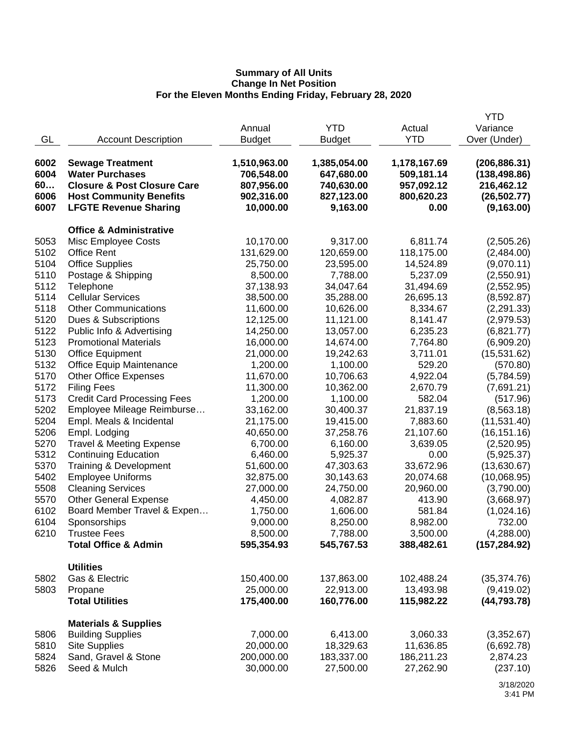**Summary of All Units**
**Change In Net Position**
**For the Eleven Months Ending Friday, February 28, 2020**

| GL | Account Description | Annual Budget | YTD Budget | Actual YTD | YTD Variance Over (Under) |
|---|---|---|---|---|---|
| **6002** | **Sewage Treatment** | **1,510,963.00** | **1,385,054.00** | **1,178,167.69** | **(206,886.31)** |
| **6004** | **Water Purchases** | **706,548.00** | **647,680.00** | **509,181.14** | **(138,498.86)** |
| **60…** | **Closure & Post Closure Care** | **807,956.00** | **740,630.00** | **957,092.12** | **216,462.12** |
| **6006** | **Host Community Benefits** | **902,316.00** | **827,123.00** | **800,620.23** | **(26,502.77)** |
| **6007** | **LFGTE Revenue Sharing** | **10,000.00** | **9,163.00** | **0.00** | **(9,163.00)** |
| | **Office & Administrative** | | | | |
| 5053 | Misc Employee Costs | 10,170.00 | 9,317.00 | 6,811.74 | (2,505.26) |
| 5102 | Office Rent | 131,629.00 | 120,659.00 | 118,175.00 | (2,484.00) |
| 5104 | Office Supplies | 25,750.00 | 23,595.00 | 14,524.89 | (9,070.11) |
| 5110 | Postage & Shipping | 8,500.00 | 7,788.00 | 5,237.09 | (2,550.91) |
| 5112 | Telephone | 37,138.93 | 34,047.64 | 31,494.69 | (2,552.95) |
| 5114 | Cellular Services | 38,500.00 | 35,288.00 | 26,695.13 | (8,592.87) |
| 5118 | Other Communications | 11,600.00 | 10,626.00 | 8,334.67 | (2,291.33) |
| 5120 | Dues & Subscriptions | 12,125.00 | 11,121.00 | 8,141.47 | (2,979.53) |
| 5122 | Public Info & Advertising | 14,250.00 | 13,057.00 | 6,235.23 | (6,821.77) |
| 5123 | Promotional Materials | 16,000.00 | 14,674.00 | 7,764.80 | (6,909.20) |
| 5130 | Office Equipment | 21,000.00 | 19,242.63 | 3,711.01 | (15,531.62) |
| 5132 | Office Equip Maintenance | 1,200.00 | 1,100.00 | 529.20 | (570.80) |
| 5170 | Other Office Expenses | 11,670.00 | 10,706.63 | 4,922.04 | (5,784.59) |
| 5172 | Filing Fees | 11,300.00 | 10,362.00 | 2,670.79 | (7,691.21) |
| 5173 | Credit Card Processing Fees | 1,200.00 | 1,100.00 | 582.04 | (517.96) |
| 5202 | Employee Mileage Reimburse… | 33,162.00 | 30,400.37 | 21,837.19 | (8,563.18) |
| 5204 | Empl. Meals & Incidental | 21,175.00 | 19,415.00 | 7,883.60 | (11,531.40) |
| 5206 | Empl. Lodging | 40,650.00 | 37,258.76 | 21,107.60 | (16,151.16) |
| 5270 | Travel & Meeting Expense | 6,700.00 | 6,160.00 | 3,639.05 | (2,520.95) |
| 5312 | Continuing Education | 6,460.00 | 5,925.37 | 0.00 | (5,925.37) |
| 5370 | Training & Development | 51,600.00 | 47,303.63 | 33,672.96 | (13,630.67) |
| 5402 | Employee Uniforms | 32,875.00 | 30,143.63 | 20,074.68 | (10,068.95) |
| 5508 | Cleaning Services | 27,000.00 | 24,750.00 | 20,960.00 | (3,790.00) |
| 5570 | Other General Expense | 4,450.00 | 4,082.87 | 413.90 | (3,668.97) |
| 6102 | Board Member Travel & Expen… | 1,750.00 | 1,606.00 | 581.84 | (1,024.16) |
| 6104 | Sponsorships | 9,000.00 | 8,250.00 | 8,982.00 | 732.00 |
| 6210 | Trustee Fees | 8,500.00 | 7,788.00 | 3,500.00 | (4,288.00) |
| | **Total Office & Admin** | **595,354.93** | **545,767.53** | **388,482.61** | **(157,284.92)** |
| | **Utilities** | | | | |
| 5802 | Gas & Electric | 150,400.00 | 137,863.00 | 102,488.24 | (35,374.76) |
| 5803 | Propane | 25,000.00 | 22,913.00 | 13,493.98 | (9,419.02) |
| | **Total Utilities** | **175,400.00** | **160,776.00** | **115,982.22** | **(44,793.78)** |
| | **Materials & Supplies** | | | | |
| 5806 | Building Supplies | 7,000.00 | 6,413.00 | 3,060.33 | (3,352.67) |
| 5810 | Site Supplies | 20,000.00 | 18,329.63 | 11,636.85 | (6,692.78) |
| 5824 | Sand, Gravel & Stone | 200,000.00 | 183,337.00 | 186,211.23 | 2,874.23 |
| 5826 | Seed & Mulch | 30,000.00 | 27,500.00 | 27,262.90 | (237.10) |

3/18/2020
3:41 PM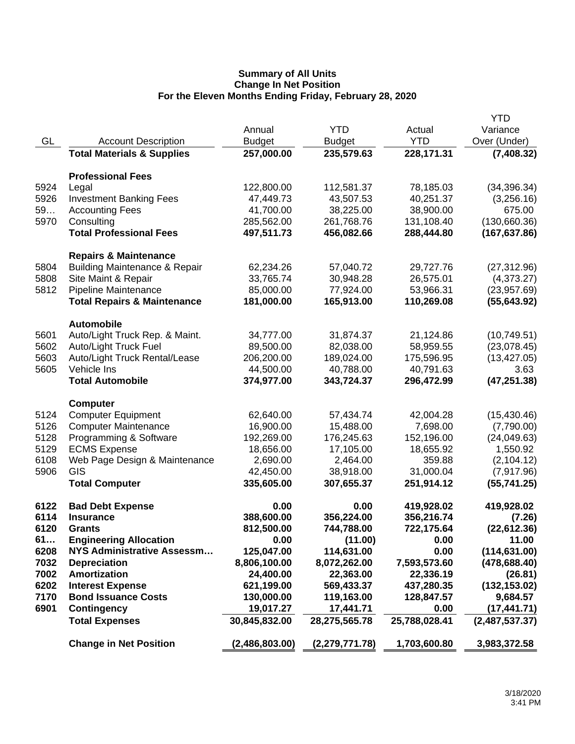**Summary of All Units**
**Change In Net Position**
**For the Eleven Months Ending Friday, February 28, 2020**

| GL | Account Description | Annual Budget | YTD Budget | Actual YTD | YTD Variance Over (Under) |
|---|---|---|---|---|---|
| | **Total Materials & Supplies** | **257,000.00** | **235,579.63** | **228,171.31** | **(7,408.32)** |
| | | | | | |
| | **Professional Fees** | | | | |
| 5924 | Legal | 122,800.00 | 112,581.37 | 78,185.03 | (34,396.34) |
| 5926 | Investment Banking Fees | 47,449.73 | 43,507.53 | 40,251.37 | (3,256.16) |
| 59… | Accounting Fees | 41,700.00 | 38,225.00 | 38,900.00 | 675.00 |
| 5970 | Consulting | 285,562.00 | 261,768.76 | 131,108.40 | (130,660.36) |
| | **Total Professional Fees** | **497,511.73** | **456,082.66** | **288,444.80** | **(167,637.86)** |
| | | | | | |
| | **Repairs & Maintenance** | | | | |
| 5804 | Building Maintenance & Repair | 62,234.26 | 57,040.72 | 29,727.76 | (27,312.96) |
| 5808 | Site Maint & Repair | 33,765.74 | 30,948.28 | 26,575.01 | (4,373.27) |
| 5812 | Pipeline Maintenance | 85,000.00 | 77,924.00 | 53,966.31 | (23,957.69) |
| | **Total Repairs & Maintenance** | **181,000.00** | **165,913.00** | **110,269.08** | **(55,643.92)** |
| | | | | | |
| | **Automobile** | | | | |
| 5601 | Auto/Light Truck Rep. & Maint. | 34,777.00 | 31,874.37 | 21,124.86 | (10,749.51) |
| 5602 | Auto/Light Truck Fuel | 89,500.00 | 82,038.00 | 58,959.55 | (23,078.45) |
| 5603 | Auto/Light Truck Rental/Lease | 206,200.00 | 189,024.00 | 175,596.95 | (13,427.05) |
| 5605 | Vehicle Ins | 44,500.00 | 40,788.00 | 40,791.63 | 3.63 |
| | **Total Automobile** | **374,977.00** | **343,724.37** | **296,472.99** | **(47,251.38)** |
| | | | | | |
| | **Computer** | | | | |
| 5124 | Computer Equipment | 62,640.00 | 57,434.74 | 42,004.28 | (15,430.46) |
| 5126 | Computer Maintenance | 16,900.00 | 15,488.00 | 7,698.00 | (7,790.00) |
| 5128 | Programming & Software | 192,269.00 | 176,245.63 | 152,196.00 | (24,049.63) |
| 5129 | ECMS Expense | 18,656.00 | 17,105.00 | 18,655.92 | 1,550.92 |
| 6108 | Web Page Design & Maintenance | 2,690.00 | 2,464.00 | 359.88 | (2,104.12) |
| 5906 | GIS | 42,450.00 | 38,918.00 | 31,000.04 | (7,917.96) |
| | **Total Computer** | **335,605.00** | **307,655.37** | **251,914.12** | **(55,741.25)** |
| | | | | | |
| **6122** | **Bad Debt Expense** | **0.00** | **0.00** | **419,928.02** | **419,928.02** |
| **6114** | **Insurance** | **388,600.00** | **356,224.00** | **356,216.74** | **(7.26)** |
| **6120** | **Grants** | **812,500.00** | **744,788.00** | **722,175.64** | **(22,612.36)** |
| **61…** | **Engineering Allocation** | **0.00** | **(11.00)** | **0.00** | **11.00** |
| **6208** | **NYS Administrative Assessm…** | **125,047.00** | **114,631.00** | **0.00** | **(114,631.00)** |
| **7032** | **Depreciation** | **8,806,100.00** | **8,072,262.00** | **7,593,573.60** | **(478,688.40)** |
| **7002** | **Amortization** | **24,400.00** | **22,363.00** | **22,336.19** | **(26.81)** |
| **6202** | **Interest Expense** | **621,199.00** | **569,433.37** | **437,280.35** | **(132,153.02)** |
| **7170** | **Bond Issuance Costs** | **130,000.00** | **119,163.00** | **128,847.57** | **9,684.57** |
| **6901** | **Contingency** | **19,017.27** | **17,441.71** | **0.00** | **(17,441.71)** |
| | **Total Expenses** | **30,845,832.00** | **28,275,565.78** | **25,788,028.41** | **(2,487,537.37)** |
| | | | | | |
| | **Change in Net Position** | **(2,486,803.00)** | **(2,279,771.78)** | **1,703,600.80** | **3,983,372.58** |

3/18/2020
3:41 PM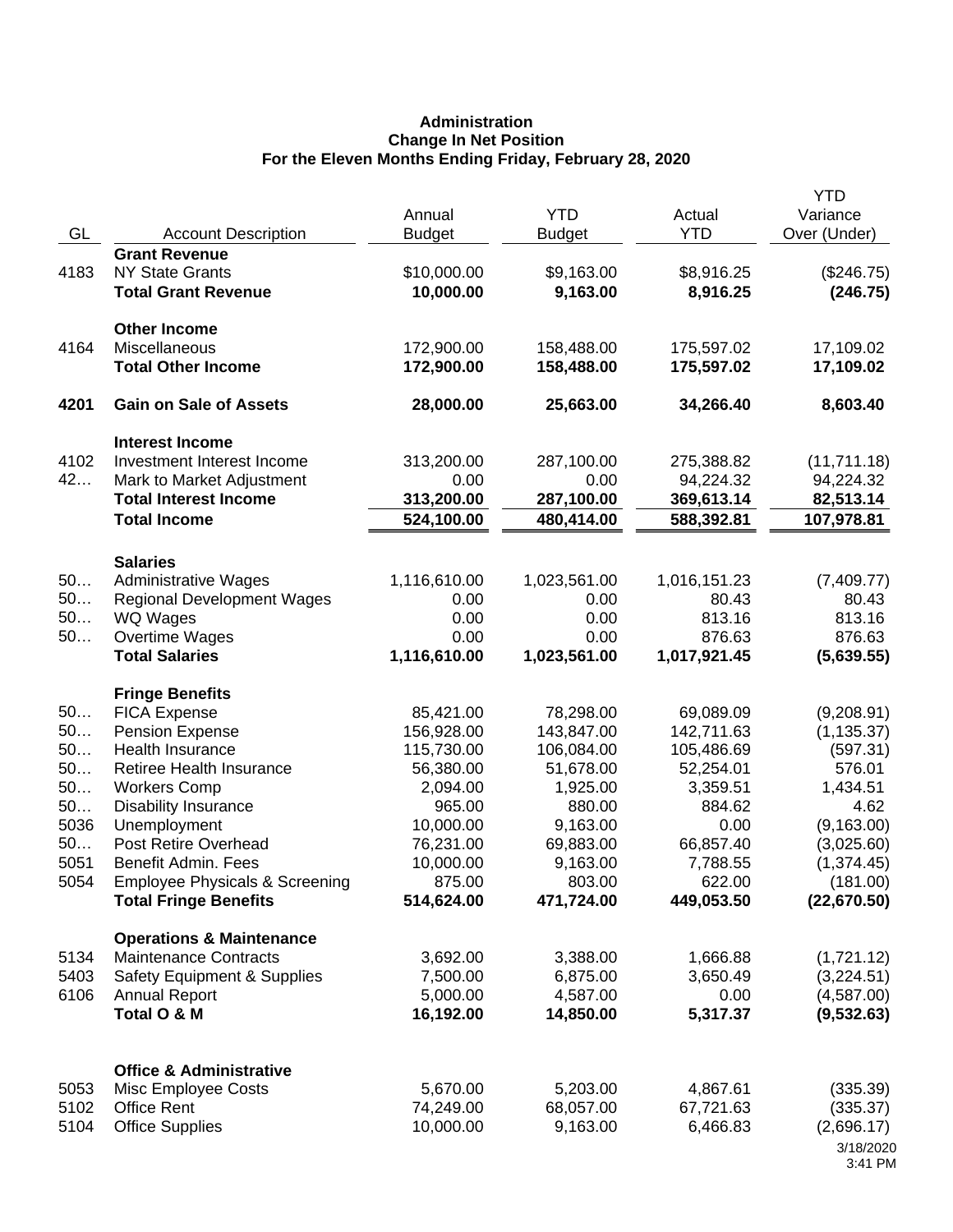**Administration**
**Change In Net Position**
**For the Eleven Months Ending Friday, February 28, 2020**

| GL | Account Description | Annual Budget | YTD Budget | Actual YTD | YTD Variance Over (Under) |
|---|---|---|---|---|---|
| | **Grant Revenue** | | | | |
| 4183 | NY State Grants | $10,000.00 | $9,163.00 | $8,916.25 | ($246.75) |
| | **Total Grant Revenue** | **10,000.00** | **9,163.00** | **8,916.25** | **(246.75)** |
| | **Other Income** | | | | |
| 4164 | Miscellaneous | 172,900.00 | 158,488.00 | 175,597.02 | 17,109.02 |
| | **Total Other Income** | **172,900.00** | **158,488.00** | **175,597.02** | **17,109.02** |
| **4201** | **Gain on Sale of Assets** | **28,000.00** | **25,663.00** | **34,266.40** | **8,603.40** |
| | **Interest Income** | | | | |
| 4102 | Investment Interest Income | 313,200.00 | 287,100.00 | 275,388.82 | (11,711.18) |
| 42… | Mark to Market Adjustment | 0.00 | 0.00 | 94,224.32 | 94,224.32 |
| | **Total Interest Income** | **313,200.00** | **287,100.00** | **369,613.14** | **82,513.14** |
| | **Total Income** | **524,100.00** | **480,414.00** | **588,392.81** | **107,978.81** |
| | **Salaries** | | | | |
| 50… | Administrative Wages | 1,116,610.00 | 1,023,561.00 | 1,016,151.23 | (7,409.77) |
| 50… | Regional Development Wages | 0.00 | 0.00 | 80.43 | 80.43 |
| 50… | WQ Wages | 0.00 | 0.00 | 813.16 | 813.16 |
| 50… | Overtime Wages | 0.00 | 0.00 | 876.63 | 876.63 |
| | **Total Salaries** | **1,116,610.00** | **1,023,561.00** | **1,017,921.45** | **(5,639.55)** |
| | **Fringe Benefits** | | | | |
| 50… | FICA Expense | 85,421.00 | 78,298.00 | 69,089.09 | (9,208.91) |
| 50… | Pension Expense | 156,928.00 | 143,847.00 | 142,711.63 | (1,135.37) |
| 50… | Health Insurance | 115,730.00 | 106,084.00 | 105,486.69 | (597.31) |
| 50… | Retiree Health Insurance | 56,380.00 | 51,678.00 | 52,254.01 | 576.01 |
| 50… | Workers Comp | 2,094.00 | 1,925.00 | 3,359.51 | 1,434.51 |
| 50… | Disability Insurance | 965.00 | 880.00 | 884.62 | 4.62 |
| 5036 | Unemployment | 10,000.00 | 9,163.00 | 0.00 | (9,163.00) |
| 50… | Post Retire Overhead | 76,231.00 | 69,883.00 | 66,857.40 | (3,025.60) |
| 5051 | Benefit Admin. Fees | 10,000.00 | 9,163.00 | 7,788.55 | (1,374.45) |
| 5054 | Employee Physicals & Screening | 875.00 | 803.00 | 622.00 | (181.00) |
| | **Total Fringe Benefits** | **514,624.00** | **471,724.00** | **449,053.50** | **(22,670.50)** |
| | **Operations & Maintenance** | | | | |
| 5134 | Maintenance Contracts | 3,692.00 | 3,388.00 | 1,666.88 | (1,721.12) |
| 5403 | Safety Equipment & Supplies | 7,500.00 | 6,875.00 | 3,650.49 | (3,224.51) |
| 6106 | Annual Report | 5,000.00 | 4,587.00 | 0.00 | (4,587.00) |
| | **Total O & M** | **16,192.00** | **14,850.00** | **5,317.37** | **(9,532.63)** |
| | **Office & Administrative** | | | | |
| 5053 | Misc Employee Costs | 5,670.00 | 5,203.00 | 4,867.61 | (335.39) |
| 5102 | Office Rent | 74,249.00 | 68,057.00 | 67,721.63 | (335.37) |
| 5104 | Office Supplies | 10,000.00 | 9,163.00 | 6,466.83 | (2,696.17) |

3/18/2020
3:41 PM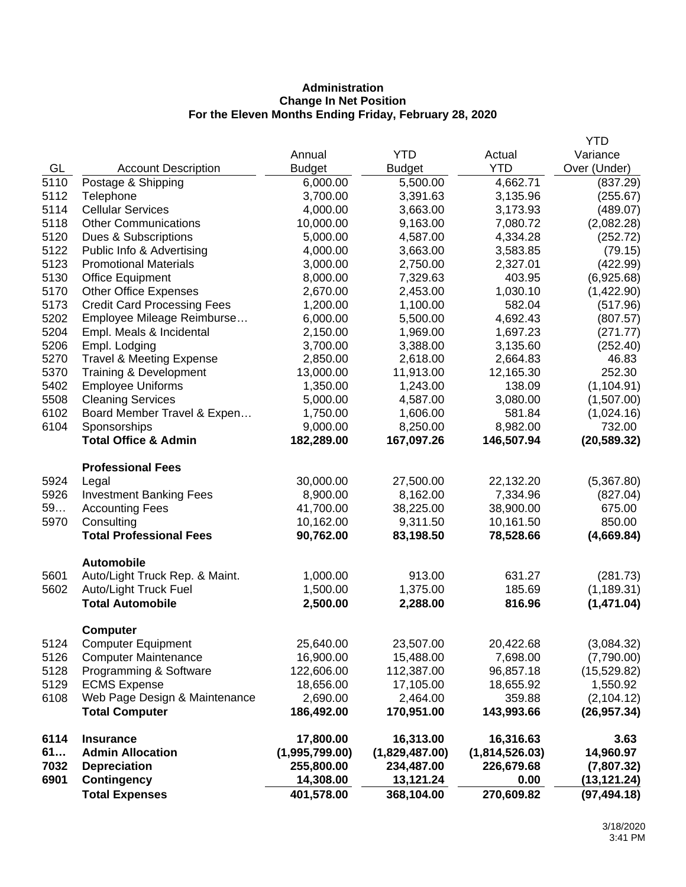**Administration**
**Change In Net Position**
**For the Eleven Months Ending Friday, February 28, 2020**

| GL | Account Description | Annual Budget | YTD Budget | Actual YTD | YTD Variance Over (Under) |
|---|---|---|---|---|---|
| 5110 | Postage & Shipping | 6,000.00 | 5,500.00 | 4,662.71 | (837.29) |
| 5112 | Telephone | 3,700.00 | 3,391.63 | 3,135.96 | (255.67) |
| 5114 | Cellular Services | 4,000.00 | 3,663.00 | 3,173.93 | (489.07) |
| 5118 | Other Communications | 10,000.00 | 9,163.00 | 7,080.72 | (2,082.28) |
| 5120 | Dues & Subscriptions | 5,000.00 | 4,587.00 | 4,334.28 | (252.72) |
| 5122 | Public Info & Advertising | 4,000.00 | 3,663.00 | 3,583.85 | (79.15) |
| 5123 | Promotional Materials | 3,000.00 | 2,750.00 | 2,327.01 | (422.99) |
| 5130 | Office Equipment | 8,000.00 | 7,329.63 | 403.95 | (6,925.68) |
| 5170 | Other Office Expenses | 2,670.00 | 2,453.00 | 1,030.10 | (1,422.90) |
| 5173 | Credit Card Processing Fees | 1,200.00 | 1,100.00 | 582.04 | (517.96) |
| 5202 | Employee Mileage Reimburse… | 6,000.00 | 5,500.00 | 4,692.43 | (807.57) |
| 5204 | Empl. Meals & Incidental | 2,150.00 | 1,969.00 | 1,697.23 | (271.77) |
| 5206 | Empl. Lodging | 3,700.00 | 3,388.00 | 3,135.60 | (252.40) |
| 5270 | Travel & Meeting Expense | 2,850.00 | 2,618.00 | 2,664.83 | 46.83 |
| 5370 | Training & Development | 13,000.00 | 11,913.00 | 12,165.30 | 252.30 |
| 5402 | Employee Uniforms | 1,350.00 | 1,243.00 | 138.09 | (1,104.91) |
| 5508 | Cleaning Services | 5,000.00 | 4,587.00 | 3,080.00 | (1,507.00) |
| 6102 | Board Member Travel & Expen… | 1,750.00 | 1,606.00 | 581.84 | (1,024.16) |
| 6104 | Sponsorships | 9,000.00 | 8,250.00 | 8,982.00 | 732.00 |
| | **Total Office & Admin** | **182,289.00** | **167,097.26** | **146,507.94** | **(20,589.32)** |
| | **Professional Fees** | | | | |
| 5924 | Legal | 30,000.00 | 27,500.00 | 22,132.20 | (5,367.80) |
| 5926 | Investment Banking Fees | 8,900.00 | 8,162.00 | 7,334.96 | (827.04) |
| 59… | Accounting Fees | 41,700.00 | 38,225.00 | 38,900.00 | 675.00 |
| 5970 | Consulting | 10,162.00 | 9,311.50 | 10,161.50 | 850.00 |
| | **Total Professional Fees** | **90,762.00** | **83,198.50** | **78,528.66** | **(4,669.84)** |
| | **Automobile** | | | | |
| 5601 | Auto/Light Truck Rep. & Maint. | 1,000.00 | 913.00 | 631.27 | (281.73) |
| 5602 | Auto/Light Truck Fuel | 1,500.00 | 1,375.00 | 185.69 | (1,189.31) |
| | **Total Automobile** | **2,500.00** | **2,288.00** | **816.96** | **(1,471.04)** |
| | **Computer** | | | | |
| 5124 | Computer Equipment | 25,640.00 | 23,507.00 | 20,422.68 | (3,084.32) |
| 5126 | Computer Maintenance | 16,900.00 | 15,488.00 | 7,698.00 | (7,790.00) |
| 5128 | Programming & Software | 122,606.00 | 112,387.00 | 96,857.18 | (15,529.82) |
| 5129 | ECMS Expense | 18,656.00 | 17,105.00 | 18,655.92 | 1,550.92 |
| 6108 | Web Page Design & Maintenance | 2,690.00 | 2,464.00 | 359.88 | (2,104.12) |
| | **Total Computer** | **186,492.00** | **170,951.00** | **143,993.66** | **(26,957.34)** |
| **6114** | **Insurance** | **17,800.00** | **16,313.00** | **16,316.63** | **3.63** |
| **61…** | **Admin Allocation** | **(1,995,799.00)** | **(1,829,487.00)** | **(1,814,526.03)** | **14,960.97** |
| **7032** | **Depreciation** | **255,800.00** | **234,487.00** | **226,679.68** | **(7,807.32)** |
| **6901** | **Contingency** | **14,308.00** | **13,121.24** | **0.00** | **(13,121.24)** |
| | **Total Expenses** | **401,578.00** | **368,104.00** | **270,609.82** | **(97,494.18)** |

3/18/2020
3:41 PM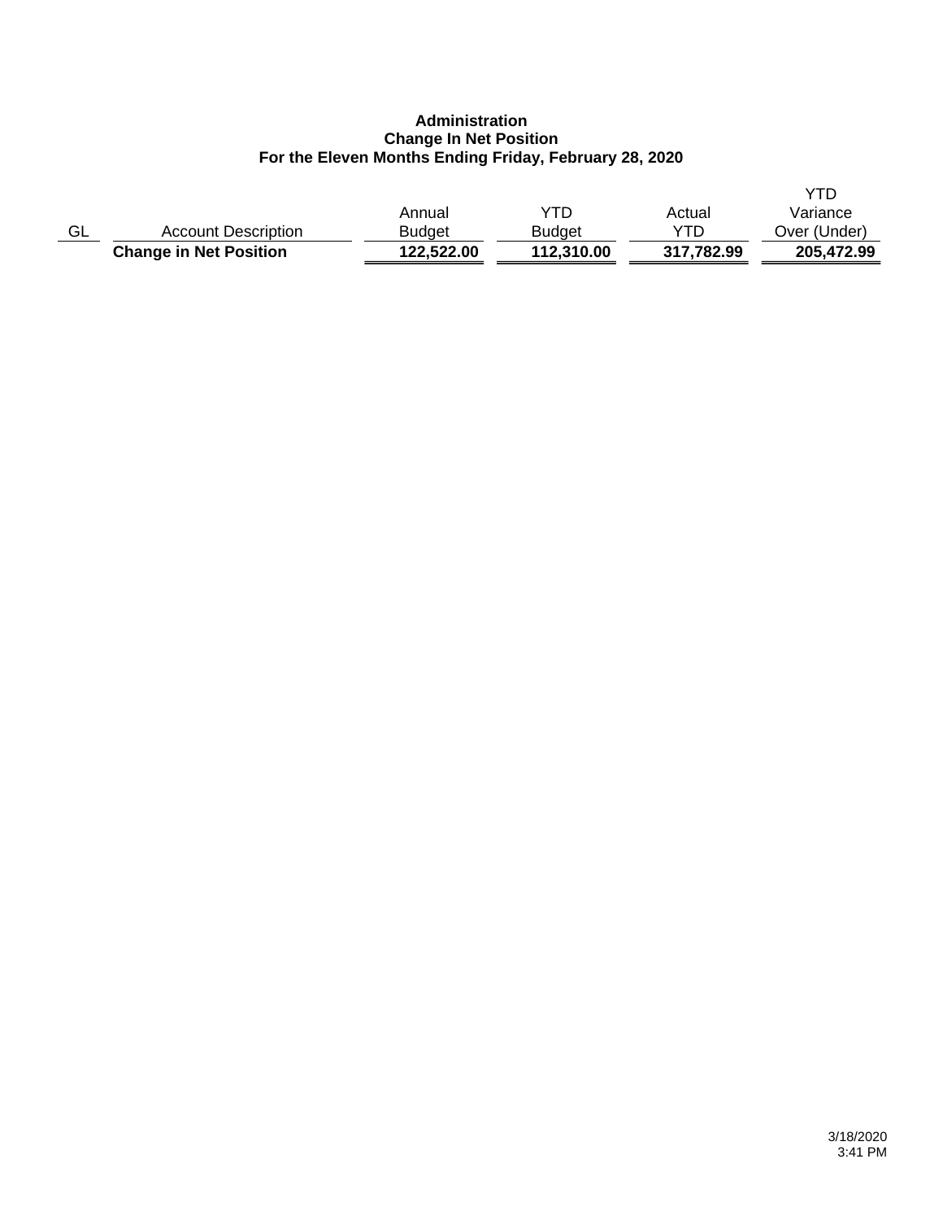**Administration**
**Change In Net Position**
**For the Eleven Months Ending Friday, February 28, 2020**

| GL | Account Description | Annual Budget | YTD Budget | Actual YTD | YTD Variance Over (Under) |
|---|---|---|---|---|---|
| | **Change in Net Position** | **122,522.00** | **112,310.00** | **317,782.99** | **205,472.99** |

3/18/2020
3:41 PM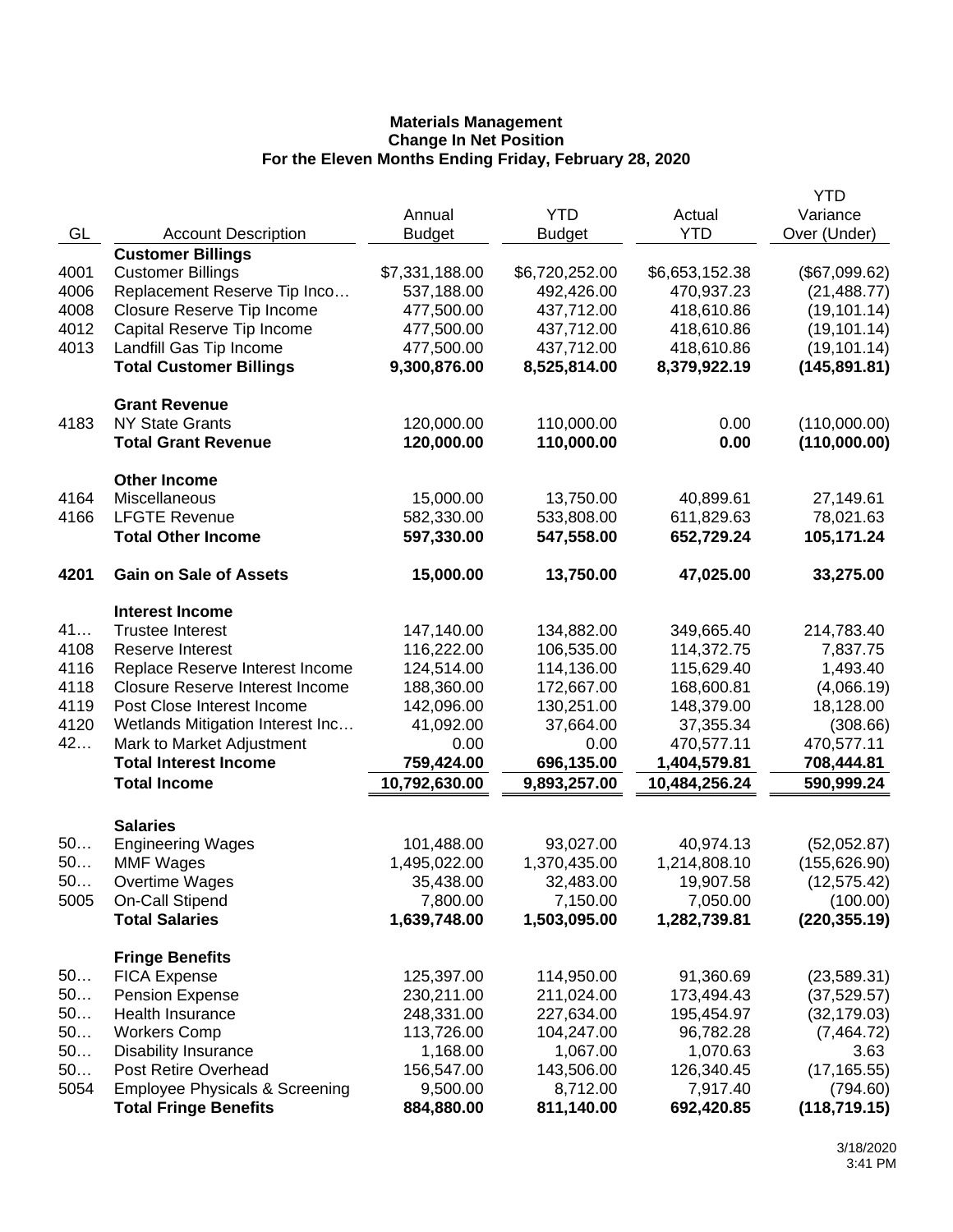**Materials Management**
**Change In Net Position**
**For the Eleven Months Ending Friday, February 28, 2020**

| GL | Account Description | Annual Budget | YTD Budget | Actual YTD | YTD Variance Over (Under) |
|---|---|---|---|---|---|
| | **Customer Billings** | | | | |
| 4001 | Customer Billings | $7,331,188.00 | $6,720,252.00 | $6,653,152.38 | ($67,099.62) |
| 4006 | Replacement Reserve Tip Inco… | 537,188.00 | 492,426.00 | 470,937.23 | (21,488.77) |
| 4008 | Closure Reserve Tip Income | 477,500.00 | 437,712.00 | 418,610.86 | (19,101.14) |
| 4012 | Capital Reserve Tip Income | 477,500.00 | 437,712.00 | 418,610.86 | (19,101.14) |
| 4013 | Landfill Gas Tip Income | 477,500.00 | 437,712.00 | 418,610.86 | (19,101.14) |
| | **Total Customer Billings** | **9,300,876.00** | **8,525,814.00** | **8,379,922.19** | **(145,891.81)** |
| | **Grant Revenue** | | | | |
| 4183 | NY State Grants | 120,000.00 | 110,000.00 | 0.00 | (110,000.00) |
| | **Total Grant Revenue** | **120,000.00** | **110,000.00** | **0.00** | **(110,000.00)** |
| | **Other Income** | | | | |
| 4164 | Miscellaneous | 15,000.00 | 13,750.00 | 40,899.61 | 27,149.61 |
| 4166 | LFGTE Revenue | 582,330.00 | 533,808.00 | 611,829.63 | 78,021.63 |
| | **Total Other Income** | **597,330.00** | **547,558.00** | **652,729.24** | **105,171.24** |
| **4201** | **Gain on Sale of Assets** | **15,000.00** | **13,750.00** | **47,025.00** | **33,275.00** |
| | **Interest Income** | | | | |
| 41… | Trustee Interest | 147,140.00 | 134,882.00 | 349,665.40 | 214,783.40 |
| 4108 | Reserve Interest | 116,222.00 | 106,535.00 | 114,372.75 | 7,837.75 |
| 4116 | Replace Reserve Interest Income | 124,514.00 | 114,136.00 | 115,629.40 | 1,493.40 |
| 4118 | Closure Reserve Interest Income | 188,360.00 | 172,667.00 | 168,600.81 | (4,066.19) |
| 4119 | Post Close Interest Income | 142,096.00 | 130,251.00 | 148,379.00 | 18,128.00 |
| 4120 | Wetlands Mitigation Interest Inc… | 41,092.00 | 37,664.00 | 37,355.34 | (308.66) |
| 42… | Mark to Market Adjustment | 0.00 | 0.00 | 470,577.11 | 470,577.11 |
| | **Total Interest Income** | **759,424.00** | **696,135.00** | **1,404,579.81** | **708,444.81** |
| | **Total Income** | **10,792,630.00** | **9,893,257.00** | **10,484,256.24** | **590,999.24** |
| | **Salaries** | | | | |
| 50… | Engineering Wages | 101,488.00 | 93,027.00 | 40,974.13 | (52,052.87) |
| 50… | MMF Wages | 1,495,022.00 | 1,370,435.00 | 1,214,808.10 | (155,626.90) |
| 50… | Overtime Wages | 35,438.00 | 32,483.00 | 19,907.58 | (12,575.42) |
| 5005 | On-Call Stipend | 7,800.00 | 7,150.00 | 7,050.00 | (100.00) |
| | **Total Salaries** | **1,639,748.00** | **1,503,095.00** | **1,282,739.81** | **(220,355.19)** |
| | **Fringe Benefits** | | | | |
| 50… | FICA Expense | 125,397.00 | 114,950.00 | 91,360.69 | (23,589.31) |
| 50… | Pension Expense | 230,211.00 | 211,024.00 | 173,494.43 | (37,529.57) |
| 50… | Health Insurance | 248,331.00 | 227,634.00 | 195,454.97 | (32,179.03) |
| 50… | Workers Comp | 113,726.00 | 104,247.00 | 96,782.28 | (7,464.72) |
| 50… | Disability Insurance | 1,168.00 | 1,067.00 | 1,070.63 | 3.63 |
| 50… | Post Retire Overhead | 156,547.00 | 143,506.00 | 126,340.45 | (17,165.55) |
| 5054 | Employee Physicals & Screening | 9,500.00 | 8,712.00 | 7,917.40 | (794.60) |
| | **Total Fringe Benefits** | **884,880.00** | **811,140.00** | **692,420.85** | **(118,719.15)** |

3/18/2020
3:41 PM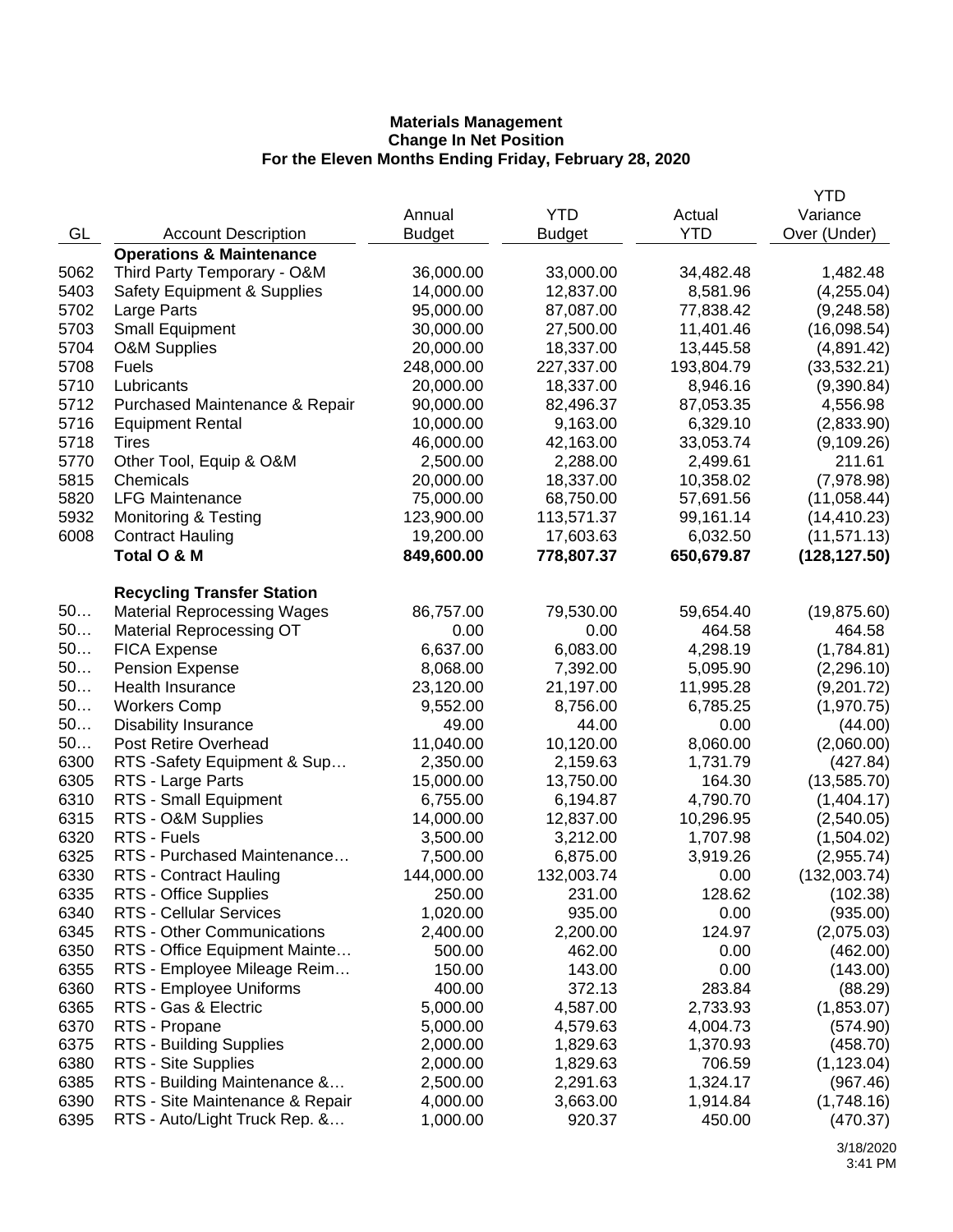**Materials Management**
**Change In Net Position**
**For the Eleven Months Ending Friday, February 28, 2020**

| GL | Account Description | Annual Budget | YTD Budget | Actual YTD | YTD Variance Over (Under) |
|---|---|---|---|---|---|
| | **Operations & Maintenance** | | | | |
| 5062 | Third Party Temporary - O&M | 36,000.00 | 33,000.00 | 34,482.48 | 1,482.48 |
| 5403 | Safety Equipment & Supplies | 14,000.00 | 12,837.00 | 8,581.96 | (4,255.04) |
| 5702 | Large Parts | 95,000.00 | 87,087.00 | 77,838.42 | (9,248.58) |
| 5703 | Small Equipment | 30,000.00 | 27,500.00 | 11,401.46 | (16,098.54) |
| 5704 | O&M Supplies | 20,000.00 | 18,337.00 | 13,445.58 | (4,891.42) |
| 5708 | Fuels | 248,000.00 | 227,337.00 | 193,804.79 | (33,532.21) |
| 5710 | Lubricants | 20,000.00 | 18,337.00 | 8,946.16 | (9,390.84) |
| 5712 | Purchased Maintenance & Repair | 90,000.00 | 82,496.37 | 87,053.35 | 4,556.98 |
| 5716 | Equipment Rental | 10,000.00 | 9,163.00 | 6,329.10 | (2,833.90) |
| 5718 | Tires | 46,000.00 | 42,163.00 | 33,053.74 | (9,109.26) |
| 5770 | Other Tool, Equip & O&M | 2,500.00 | 2,288.00 | 2,499.61 | 211.61 |
| 5815 | Chemicals | 20,000.00 | 18,337.00 | 10,358.02 | (7,978.98) |
| 5820 | LFG Maintenance | 75,000.00 | 68,750.00 | 57,691.56 | (11,058.44) |
| 5932 | Monitoring & Testing | 123,900.00 | 113,571.37 | 99,161.14 | (14,410.23) |
| 6008 | Contract Hauling | 19,200.00 | 17,603.63 | 6,032.50 | (11,571.13) |
| | **Total O & M** | **849,600.00** | **778,807.37** | **650,679.87** | **(128,127.50)** |
| | | | | | |
| | **Recycling Transfer Station** | | | | |
| 50… | Material Reprocessing Wages | 86,757.00 | 79,530.00 | 59,654.40 | (19,875.60) |
| 50… | Material Reprocessing OT | 0.00 | 0.00 | 464.58 | 464.58 |
| 50… | FICA Expense | 6,637.00 | 6,083.00 | 4,298.19 | (1,784.81) |
| 50… | Pension Expense | 8,068.00 | 7,392.00 | 5,095.90 | (2,296.10) |
| 50… | Health Insurance | 23,120.00 | 21,197.00 | 11,995.28 | (9,201.72) |
| 50… | Workers Comp | 9,552.00 | 8,756.00 | 6,785.25 | (1,970.75) |
| 50… | Disability Insurance | 49.00 | 44.00 | 0.00 | (44.00) |
| 50… | Post Retire Overhead | 11,040.00 | 10,120.00 | 8,060.00 | (2,060.00) |
| 6300 | RTS -Safety Equipment & Sup… | 2,350.00 | 2,159.63 | 1,731.79 | (427.84) |
| 6305 | RTS - Large Parts | 15,000.00 | 13,750.00 | 164.30 | (13,585.70) |
| 6310 | RTS - Small Equipment | 6,755.00 | 6,194.87 | 4,790.70 | (1,404.17) |
| 6315 | RTS - O&M Supplies | 14,000.00 | 12,837.00 | 10,296.95 | (2,540.05) |
| 6320 | RTS - Fuels | 3,500.00 | 3,212.00 | 1,707.98 | (1,504.02) |
| 6325 | RTS - Purchased Maintenance… | 7,500.00 | 6,875.00 | 3,919.26 | (2,955.74) |
| 6330 | RTS - Contract Hauling | 144,000.00 | 132,003.74 | 0.00 | (132,003.74) |
| 6335 | RTS - Office Supplies | 250.00 | 231.00 | 128.62 | (102.38) |
| 6340 | RTS - Cellular Services | 1,020.00 | 935.00 | 0.00 | (935.00) |
| 6345 | RTS - Other Communications | 2,400.00 | 2,200.00 | 124.97 | (2,075.03) |
| 6350 | RTS - Office Equipment Mainte… | 500.00 | 462.00 | 0.00 | (462.00) |
| 6355 | RTS - Employee Mileage Reim… | 150.00 | 143.00 | 0.00 | (143.00) |
| 6360 | RTS - Employee Uniforms | 400.00 | 372.13 | 283.84 | (88.29) |
| 6365 | RTS - Gas & Electric | 5,000.00 | 4,587.00 | 2,733.93 | (1,853.07) |
| 6370 | RTS - Propane | 5,000.00 | 4,579.63 | 4,004.73 | (574.90) |
| 6375 | RTS - Building Supplies | 2,000.00 | 1,829.63 | 1,370.93 | (458.70) |
| 6380 | RTS - Site Supplies | 2,000.00 | 1,829.63 | 706.59 | (1,123.04) |
| 6385 | RTS - Building Maintenance &… | 2,500.00 | 2,291.63 | 1,324.17 | (967.46) |
| 6390 | RTS - Site Maintenance & Repair | 4,000.00 | 3,663.00 | 1,914.84 | (1,748.16) |
| 6395 | RTS - Auto/Light Truck Rep. &… | 1,000.00 | 920.37 | 450.00 | (470.37) |

3/18/2020
3:41 PM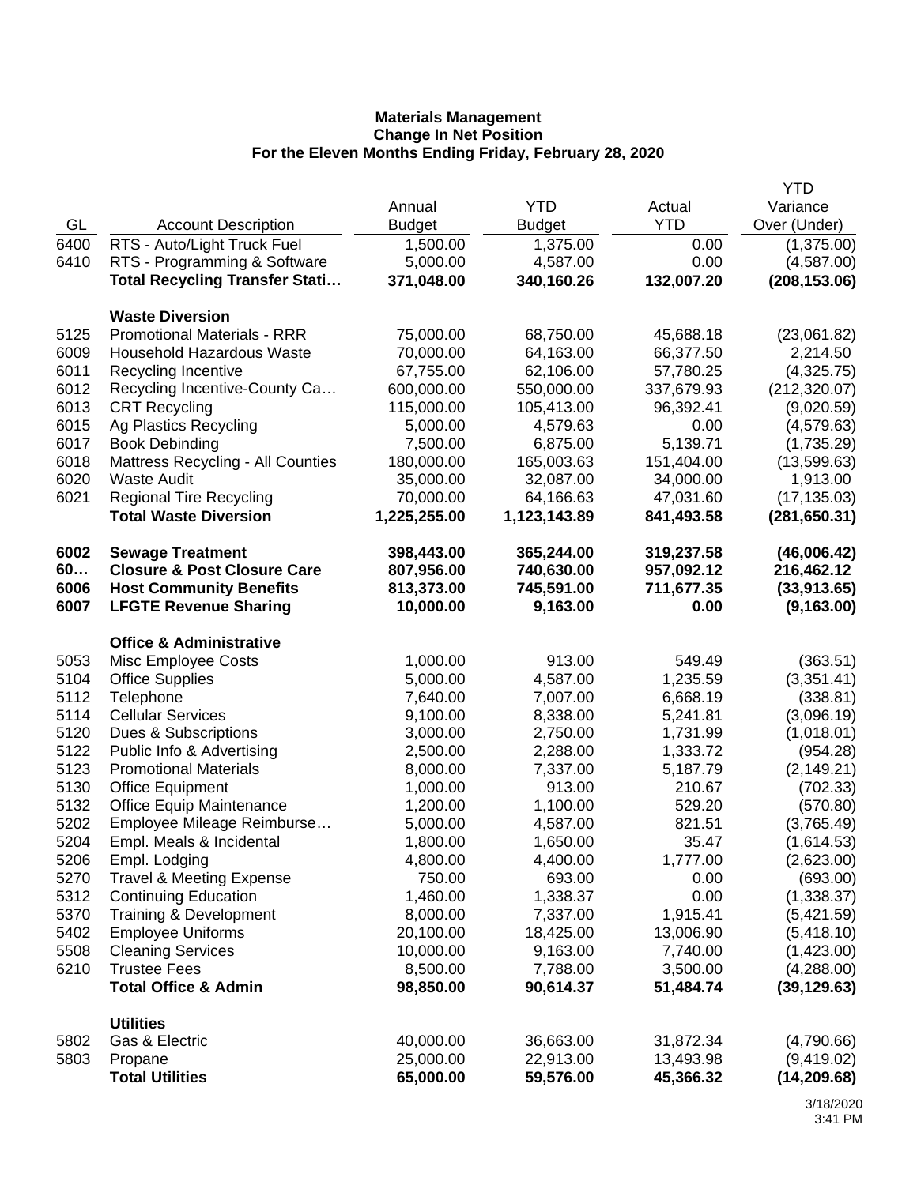**Materials Management**
**Change In Net Position**
**For the Eleven Months Ending Friday, February 28, 2020**

| GL | Account Description | Annual Budget | YTD Budget | Actual YTD | YTD Variance Over (Under) |
|---|---|---|---|---|---|
| 6400 | RTS - Auto/Light Truck Fuel | 1,500.00 | 1,375.00 | 0.00 | (1,375.00) |
| 6410 | RTS - Programming & Software | 5,000.00 | 4,587.00 | 0.00 | (4,587.00) |
| | **Total Recycling Transfer Stati…** | **371,048.00** | **340,160.26** | **132,007.20** | **(208,153.06)** |
| | **Waste Diversion** | | | | |
| 5125 | Promotional Materials - RRR | 75,000.00 | 68,750.00 | 45,688.18 | (23,061.82) |
| 6009 | Household Hazardous Waste | 70,000.00 | 64,163.00 | 66,377.50 | 2,214.50 |
| 6011 | Recycling Incentive | 67,755.00 | 62,106.00 | 57,780.25 | (4,325.75) |
| 6012 | Recycling Incentive-County Ca… | 600,000.00 | 550,000.00 | 337,679.93 | (212,320.07) |
| 6013 | CRT Recycling | 115,000.00 | 105,413.00 | 96,392.41 | (9,020.59) |
| 6015 | Ag Plastics Recycling | 5,000.00 | 4,579.63 | 0.00 | (4,579.63) |
| 6017 | Book Debinding | 7,500.00 | 6,875.00 | 5,139.71 | (1,735.29) |
| 6018 | Mattress Recycling - All Counties | 180,000.00 | 165,003.63 | 151,404.00 | (13,599.63) |
| 6020 | Waste Audit | 35,000.00 | 32,087.00 | 34,000.00 | 1,913.00 |
| 6021 | Regional Tire Recycling | 70,000.00 | 64,166.63 | 47,031.60 | (17,135.03) |
| | **Total Waste Diversion** | **1,225,255.00** | **1,123,143.89** | **841,493.58** | **(281,650.31)** |
| **6002** | **Sewage Treatment** | **398,443.00** | **365,244.00** | **319,237.58** | **(46,006.42)** |
| **60…** | **Closure & Post Closure Care** | **807,956.00** | **740,630.00** | **957,092.12** | **216,462.12** |
| **6006** | **Host Community Benefits** | **813,373.00** | **745,591.00** | **711,677.35** | **(33,913.65)** |
| **6007** | **LFGTE Revenue Sharing** | **10,000.00** | **9,163.00** | **0.00** | **(9,163.00)** |
| | **Office & Administrative** | | | | |
| 5053 | Misc Employee Costs | 1,000.00 | 913.00 | 549.49 | (363.51) |
| 5104 | Office Supplies | 5,000.00 | 4,587.00 | 1,235.59 | (3,351.41) |
| 5112 | Telephone | 7,640.00 | 7,007.00 | 6,668.19 | (338.81) |
| 5114 | Cellular Services | 9,100.00 | 8,338.00 | 5,241.81 | (3,096.19) |
| 5120 | Dues & Subscriptions | 3,000.00 | 2,750.00 | 1,731.99 | (1,018.01) |
| 5122 | Public Info & Advertising | 2,500.00 | 2,288.00 | 1,333.72 | (954.28) |
| 5123 | Promotional Materials | 8,000.00 | 7,337.00 | 5,187.79 | (2,149.21) |
| 5130 | Office Equipment | 1,000.00 | 913.00 | 210.67 | (702.33) |
| 5132 | Office Equip Maintenance | 1,200.00 | 1,100.00 | 529.20 | (570.80) |
| 5202 | Employee Mileage Reimburse… | 5,000.00 | 4,587.00 | 821.51 | (3,765.49) |
| 5204 | Empl. Meals & Incidental | 1,800.00 | 1,650.00 | 35.47 | (1,614.53) |
| 5206 | Empl. Lodging | 4,800.00 | 4,400.00 | 1,777.00 | (2,623.00) |
| 5270 | Travel & Meeting Expense | 750.00 | 693.00 | 0.00 | (693.00) |
| 5312 | Continuing Education | 1,460.00 | 1,338.37 | 0.00 | (1,338.37) |
| 5370 | Training & Development | 8,000.00 | 7,337.00 | 1,915.41 | (5,421.59) |
| 5402 | Employee Uniforms | 20,100.00 | 18,425.00 | 13,006.90 | (5,418.10) |
| 5508 | Cleaning Services | 10,000.00 | 9,163.00 | 7,740.00 | (1,423.00) |
| 6210 | Trustee Fees | 8,500.00 | 7,788.00 | 3,500.00 | (4,288.00) |
| | **Total Office & Admin** | **98,850.00** | **90,614.37** | **51,484.74** | **(39,129.63)** |
| | **Utilities** | | | | |
| 5802 | Gas & Electric | 40,000.00 | 36,663.00 | 31,872.34 | (4,790.66) |
| 5803 | Propane | 25,000.00 | 22,913.00 | 13,493.98 | (9,419.02) |
| | **Total Utilities** | **65,000.00** | **59,576.00** | **45,366.32** | **(14,209.68)** |

3/18/2020
3:41 PM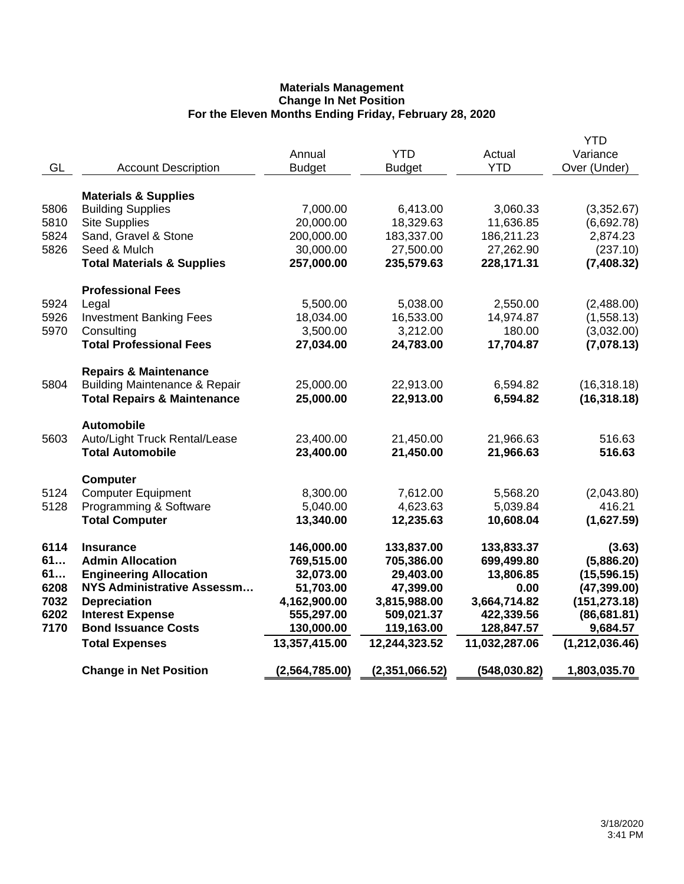**Materials Management**
**Change In Net Position**
**For the Eleven Months Ending Friday, February 28, 2020**

| GL | Account Description | Annual Budget | YTD Budget | Actual YTD | YTD Variance Over (Under) |
|---|---|---|---|---|---|
| | **Materials & Supplies** | | | | |
| 5806 | Building Supplies | 7,000.00 | 6,413.00 | 3,060.33 | (3,352.67) |
| 5810 | Site Supplies | 20,000.00 | 18,329.63 | 11,636.85 | (6,692.78) |
| 5824 | Sand, Gravel & Stone | 200,000.00 | 183,337.00 | 186,211.23 | 2,874.23 |
| 5826 | Seed & Mulch | 30,000.00 | 27,500.00 | 27,262.90 | (237.10) |
| | **Total Materials & Supplies** | **257,000.00** | **235,579.63** | **228,171.31** | **(7,408.32)** |
| | **Professional Fees** | | | | |
| 5924 | Legal | 5,500.00 | 5,038.00 | 2,550.00 | (2,488.00) |
| 5926 | Investment Banking Fees | 18,034.00 | 16,533.00 | 14,974.87 | (1,558.13) |
| 5970 | Consulting | 3,500.00 | 3,212.00 | 180.00 | (3,032.00) |
| | **Total Professional Fees** | **27,034.00** | **24,783.00** | **17,704.87** | **(7,078.13)** |
| | **Repairs & Maintenance** | | | | |
| 5804 | Building Maintenance & Repair | 25,000.00 | 22,913.00 | 6,594.82 | (16,318.18) |
| | **Total Repairs & Maintenance** | **25,000.00** | **22,913.00** | **6,594.82** | **(16,318.18)** |
| | **Automobile** | | | | |
| 5603 | Auto/Light Truck Rental/Lease | 23,400.00 | 21,450.00 | 21,966.63 | 516.63 |
| | **Total Automobile** | **23,400.00** | **21,450.00** | **21,966.63** | **516.63** |
| | **Computer** | | | | |
| 5124 | Computer Equipment | 8,300.00 | 7,612.00 | 5,568.20 | (2,043.80) |
| 5128 | Programming & Software | 5,040.00 | 4,623.63 | 5,039.84 | 416.21 |
| | **Total Computer** | **13,340.00** | **12,235.63** | **10,608.04** | **(1,627.59)** |
| **6114** | **Insurance** | **146,000.00** | **133,837.00** | **133,833.37** | **(3.63)** |
| **61…** | **Admin Allocation** | **769,515.00** | **705,386.00** | **699,499.80** | **(5,886.20)** |
| **61…** | **Engineering Allocation** | **32,073.00** | **29,403.00** | **13,806.85** | **(15,596.15)** |
| **6208** | **NYS Administrative Assessm…** | **51,703.00** | **47,399.00** | **0.00** | **(47,399.00)** |
| **7032** | **Depreciation** | **4,162,900.00** | **3,815,988.00** | **3,664,714.82** | **(151,273.18)** |
| **6202** | **Interest Expense** | **555,297.00** | **509,021.37** | **422,339.56** | **(86,681.81)** |
| **7170** | **Bond Issuance Costs** | **130,000.00** | **119,163.00** | **128,847.57** | **9,684.57** |
| | **Total Expenses** | **13,357,415.00** | **12,244,323.52** | **11,032,287.06** | **(1,212,036.46)** |
| | **Change in Net Position** | **(2,564,785.00)** | **(2,351,066.52)** | **(548,030.82)** | **1,803,035.70** |

3/18/2020
3:41 PM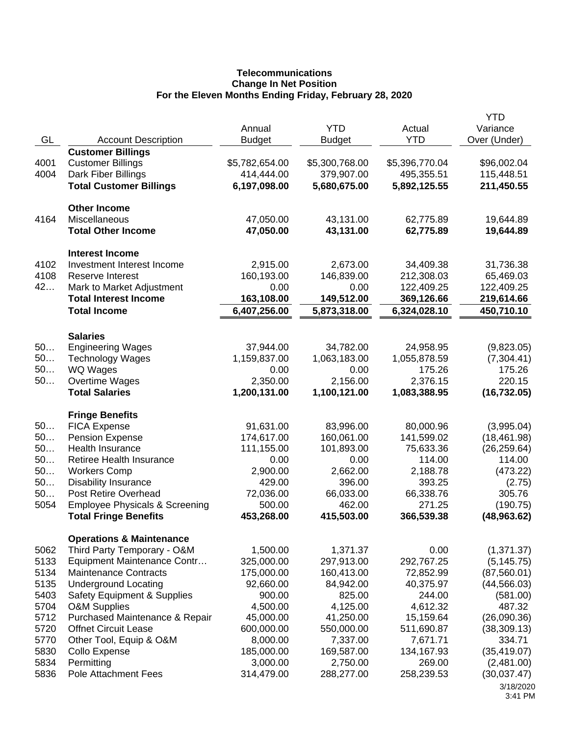**Telecommunications**
**Change In Net Position**
**For the Eleven Months Ending Friday, February 28, 2020**

| GL | Account Description | Annual Budget | YTD Budget | Actual YTD | YTD Variance Over (Under) |
|---|---|---|---|---|---|
| | **Customer Billings** | | | | |
| 4001 | Customer Billings | $5,782,654.00 | $5,300,768.00 | $5,396,770.04 | $96,002.04 |
| 4004 | Dark Fiber Billings | 414,444.00 | 379,907.00 | 495,355.51 | 115,448.51 |
| | **Total Customer Billings** | **6,197,098.00** | **5,680,675.00** | **5,892,125.55** | **211,450.55** |
| | **Other Income** | | | | |
| 4164 | Miscellaneous | 47,050.00 | 43,131.00 | 62,775.89 | 19,644.89 |
| | **Total Other Income** | **47,050.00** | **43,131.00** | **62,775.89** | **19,644.89** |
| | **Interest Income** | | | | |
| 4102 | Investment Interest Income | 2,915.00 | 2,673.00 | 34,409.38 | 31,736.38 |
| 4108 | Reserve Interest | 160,193.00 | 146,839.00 | 212,308.03 | 65,469.03 |
| 42… | Mark to Market Adjustment | 0.00 | 0.00 | 122,409.25 | 122,409.25 |
| | **Total Interest Income** | **163,108.00** | **149,512.00** | **369,126.66** | **219,614.66** |
| | **Total Income** | **6,407,256.00** | **5,873,318.00** | **6,324,028.10** | **450,710.10** |
| | **Salaries** | | | | |
| 50… | Engineering Wages | 37,944.00 | 34,782.00 | 24,958.95 | (9,823.05) |
| 50… | Technology Wages | 1,159,837.00 | 1,063,183.00 | 1,055,878.59 | (7,304.41) |
| 50… | WQ Wages | 0.00 | 0.00 | 175.26 | 175.26 |
| 50… | Overtime Wages | 2,350.00 | 2,156.00 | 2,376.15 | 220.15 |
| | **Total Salaries** | **1,200,131.00** | **1,100,121.00** | **1,083,388.95** | **(16,732.05)** |
| | **Fringe Benefits** | | | | |
| 50… | FICA Expense | 91,631.00 | 83,996.00 | 80,000.96 | (3,995.04) |
| 50… | Pension Expense | 174,617.00 | 160,061.00 | 141,599.02 | (18,461.98) |
| 50… | Health Insurance | 111,155.00 | 101,893.00 | 75,633.36 | (26,259.64) |
| 50… | Retiree Health Insurance | 0.00 | 0.00 | 114.00 | 114.00 |
| 50… | Workers Comp | 2,900.00 | 2,662.00 | 2,188.78 | (473.22) |
| 50… | Disability Insurance | 429.00 | 396.00 | 393.25 | (2.75) |
| 50… | Post Retire Overhead | 72,036.00 | 66,033.00 | 66,338.76 | 305.76 |
| 5054 | Employee Physicals & Screening | 500.00 | 462.00 | 271.25 | (190.75) |
| | **Total Fringe Benefits** | **453,268.00** | **415,503.00** | **366,539.38** | **(48,963.62)** |
| | **Operations & Maintenance** | | | | |
| 5062 | Third Party Temporary - O&M | 1,500.00 | 1,371.37 | 0.00 | (1,371.37) |
| 5133 | Equipment Maintenance Contr… | 325,000.00 | 297,913.00 | 292,767.25 | (5,145.75) |
| 5134 | Maintenance Contracts | 175,000.00 | 160,413.00 | 72,852.99 | (87,560.01) |
| 5135 | Underground Locating | 92,660.00 | 84,942.00 | 40,375.97 | (44,566.03) |
| 5403 | Safety Equipment & Supplies | 900.00 | 825.00 | 244.00 | (581.00) |
| 5704 | O&M Supplies | 4,500.00 | 4,125.00 | 4,612.32 | 487.32 |
| 5712 | Purchased Maintenance & Repair | 45,000.00 | 41,250.00 | 15,159.64 | (26,090.36) |
| 5720 | Offnet Circuit Lease | 600,000.00 | 550,000.00 | 511,690.87 | (38,309.13) |
| 5770 | Other Tool, Equip & O&M | 8,000.00 | 7,337.00 | 7,671.71 | 334.71 |
| 5830 | Collo Expense | 185,000.00 | 169,587.00 | 134,167.93 | (35,419.07) |
| 5834 | Permitting | 3,000.00 | 2,750.00 | 269.00 | (2,481.00) |
| 5836 | Pole Attachment Fees | 314,479.00 | 288,277.00 | 258,239.53 | (30,037.47) |

3/18/2020
3:41 PM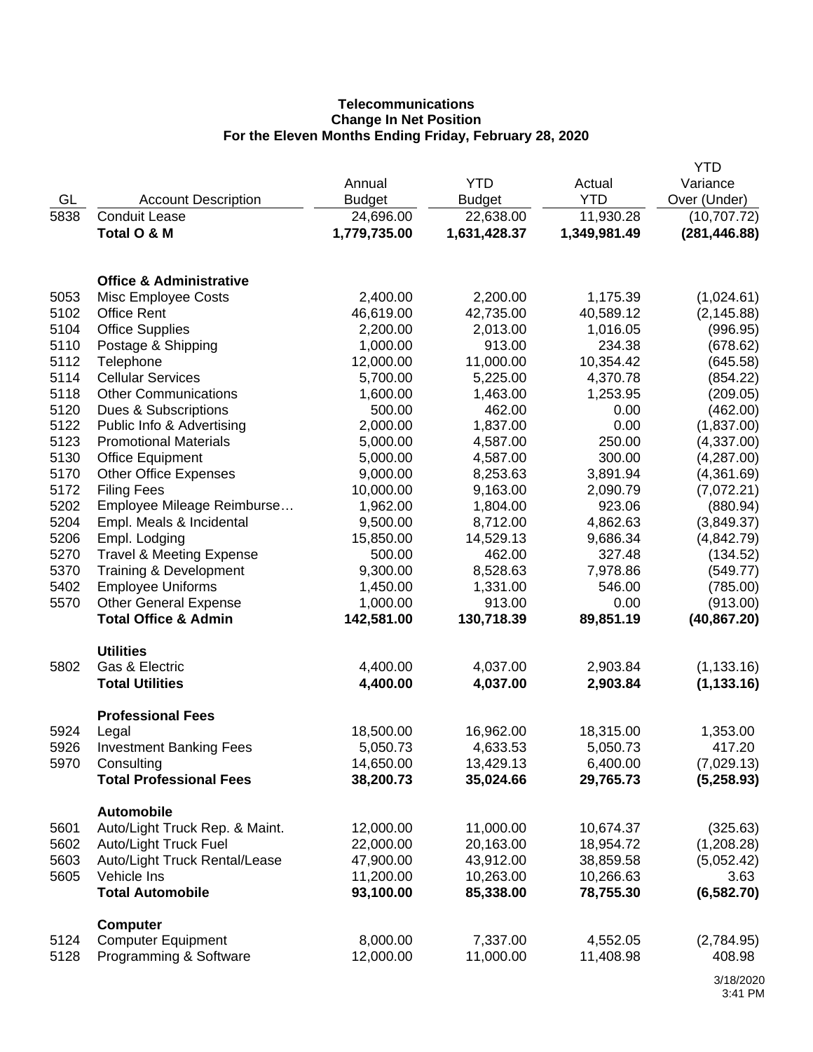**Telecommunications**
**Change In Net Position**
**For the Eleven Months Ending Friday, February 28, 2020**

| GL | Account Description | Annual Budget | YTD Budget | Actual YTD | YTD Variance Over (Under) |
|---|---|---|---|---|---|
| 5838 | Conduit Lease | 24,696.00 | 22,638.00 | 11,930.28 | (10,707.72) |
| | **Total O & M** | **1,779,735.00** | **1,631,428.37** | **1,349,981.49** | **(281,446.88)** |
| | | | | | |
| | **Office & Administrative** | | | | |
| 5053 | Misc Employee Costs | 2,400.00 | 2,200.00 | 1,175.39 | (1,024.61) |
| 5102 | Office Rent | 46,619.00 | 42,735.00 | 40,589.12 | (2,145.88) |
| 5104 | Office Supplies | 2,200.00 | 2,013.00 | 1,016.05 | (996.95) |
| 5110 | Postage & Shipping | 1,000.00 | 913.00 | 234.38 | (678.62) |
| 5112 | Telephone | 12,000.00 | 11,000.00 | 10,354.42 | (645.58) |
| 5114 | Cellular Services | 5,700.00 | 5,225.00 | 4,370.78 | (854.22) |
| 5118 | Other Communications | 1,600.00 | 1,463.00 | 1,253.95 | (209.05) |
| 5120 | Dues & Subscriptions | 500.00 | 462.00 | 0.00 | (462.00) |
| 5122 | Public Info & Advertising | 2,000.00 | 1,837.00 | 0.00 | (1,837.00) |
| 5123 | Promotional Materials | 5,000.00 | 4,587.00 | 250.00 | (4,337.00) |
| 5130 | Office Equipment | 5,000.00 | 4,587.00 | 300.00 | (4,287.00) |
| 5170 | Other Office Expenses | 9,000.00 | 8,253.63 | 3,891.94 | (4,361.69) |
| 5172 | Filing Fees | 10,000.00 | 9,163.00 | 2,090.79 | (7,072.21) |
| 5202 | Employee Mileage Reimburse… | 1,962.00 | 1,804.00 | 923.06 | (880.94) |
| 5204 | Empl. Meals & Incidental | 9,500.00 | 8,712.00 | 4,862.63 | (3,849.37) |
| 5206 | Empl. Lodging | 15,850.00 | 14,529.13 | 9,686.34 | (4,842.79) |
| 5270 | Travel & Meeting Expense | 500.00 | 462.00 | 327.48 | (134.52) |
| 5370 | Training & Development | 9,300.00 | 8,528.63 | 7,978.86 | (549.77) |
| 5402 | Employee Uniforms | 1,450.00 | 1,331.00 | 546.00 | (785.00) |
| 5570 | Other General Expense | 1,000.00 | 913.00 | 0.00 | (913.00) |
| | **Total Office & Admin** | **142,581.00** | **130,718.39** | **89,851.19** | **(40,867.20)** |
| | | | | | |
| | **Utilities** | | | | |
| 5802 | Gas & Electric | 4,400.00 | 4,037.00 | 2,903.84 | (1,133.16) |
| | **Total Utilities** | **4,400.00** | **4,037.00** | **2,903.84** | **(1,133.16)** |
| | | | | | |
| | **Professional Fees** | | | | |
| 5924 | Legal | 18,500.00 | 16,962.00 | 18,315.00 | 1,353.00 |
| 5926 | Investment Banking Fees | 5,050.73 | 4,633.53 | 5,050.73 | 417.20 |
| 5970 | Consulting | 14,650.00 | 13,429.13 | 6,400.00 | (7,029.13) |
| | **Total Professional Fees** | **38,200.73** | **35,024.66** | **29,765.73** | **(5,258.93)** |
| | | | | | |
| | **Automobile** | | | | |
| 5601 | Auto/Light Truck Rep. & Maint. | 12,000.00 | 11,000.00 | 10,674.37 | (325.63) |
| 5602 | Auto/Light Truck Fuel | 22,000.00 | 20,163.00 | 18,954.72 | (1,208.28) |
| 5603 | Auto/Light Truck Rental/Lease | 47,900.00 | 43,912.00 | 38,859.58 | (5,052.42) |
| 5605 | Vehicle Ins | 11,200.00 | 10,263.00 | 10,266.63 | 3.63 |
| | **Total Automobile** | **93,100.00** | **85,338.00** | **78,755.30** | **(6,582.70)** |
| | | | | | |
| | **Computer** | | | | |
| 5124 | Computer Equipment | 8,000.00 | 7,337.00 | 4,552.05 | (2,784.95) |
| 5128 | Programming & Software | 12,000.00 | 11,000.00 | 11,408.98 | 408.98 |

3/18/2020
3:41 PM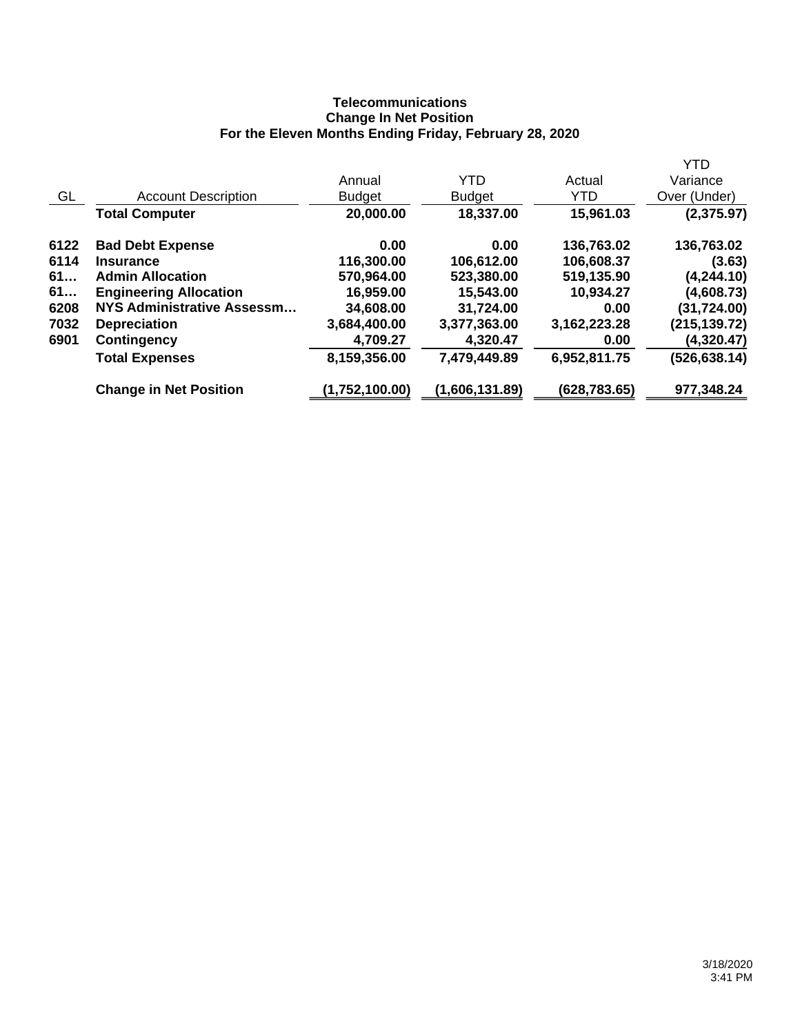**Telecommunications**
**Change In Net Position**
**For the Eleven Months Ending Friday, February 28, 2020**

| GL | Account Description | Annual Budget | YTD Budget | Actual YTD | YTD Variance Over (Under) |
|---|---|---|---|---|---|
| | **Total Computer** | **20,000.00** | **18,337.00** | **15,961.03** | **(2,375.97)** |
| **6122** | **Bad Debt Expense** | **0.00** | **0.00** | **136,763.02** | **136,763.02** |
| **6114** | **Insurance** | **116,300.00** | **106,612.00** | **106,608.37** | **(3.63)** |
| **61…** | **Admin Allocation** | **570,964.00** | **523,380.00** | **519,135.90** | **(4,244.10)** |
| **61…** | **Engineering Allocation** | **16,959.00** | **15,543.00** | **10,934.27** | **(4,608.73)** |
| **6208** | **NYS Administrative Assessm…** | **34,608.00** | **31,724.00** | **0.00** | **(31,724.00)** |
| **7032** | **Depreciation** | **3,684,400.00** | **3,377,363.00** | **3,162,223.28** | **(215,139.72)** |
| **6901** | **Contingency** | **4,709.27** | **4,320.47** | **0.00** | **(4,320.47)** |
| | **Total Expenses** | **8,159,356.00** | **7,479,449.89** | **6,952,811.75** | **(526,638.14)** |
| | **Change in Net Position** | **(1,752,100.00)** | **(1,606,131.89)** | **(628,783.65)** | **977,348.24** |

3/18/2020
3:41 PM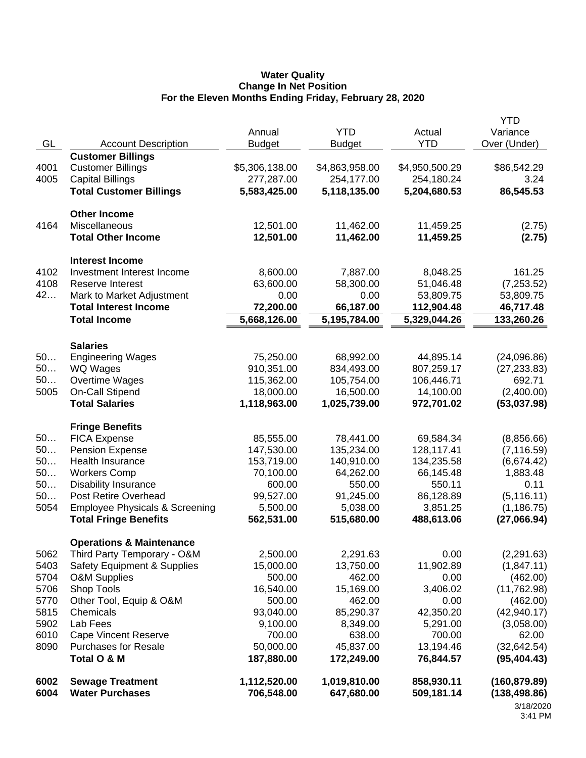**Water Quality**
**Change In Net Position**
**For the Eleven Months Ending Friday, February 28, 2020**

| GL | Account Description | Annual Budget | YTD Budget | Actual YTD | YTD Variance Over (Under) |
|---|---|---|---|---|---|
| | **Customer Billings** | | | | |
| 4001 | Customer Billings | $5,306,138.00 | $4,863,958.00 | $4,950,500.29 | $86,542.29 |
| 4005 | Capital Billings | 277,287.00 | 254,177.00 | 254,180.24 | 3.24 |
| | **Total Customer Billings** | **5,583,425.00** | **5,118,135.00** | **5,204,680.53** | **86,545.53** |
| | **Other Income** | | | | |
| 4164 | Miscellaneous | 12,501.00 | 11,462.00 | 11,459.25 | (2.75) |
| | **Total Other Income** | **12,501.00** | **11,462.00** | **11,459.25** | **(2.75)** |
| | **Interest Income** | | | | |
| 4102 | Investment Interest Income | 8,600.00 | 7,887.00 | 8,048.25 | 161.25 |
| 4108 | Reserve Interest | 63,600.00 | 58,300.00 | 51,046.48 | (7,253.52) |
| 42… | Mark to Market Adjustment | 0.00 | 0.00 | 53,809.75 | 53,809.75 |
| | **Total Interest Income** | **72,200.00** | **66,187.00** | **112,904.48** | **46,717.48** |
| | **Total Income** | **5,668,126.00** | **5,195,784.00** | **5,329,044.26** | **133,260.26** |
| | **Salaries** | | | | |
| 50… | Engineering Wages | 75,250.00 | 68,992.00 | 44,895.14 | (24,096.86) |
| 50… | WQ Wages | 910,351.00 | 834,493.00 | 807,259.17 | (27,233.83) |
| 50… | Overtime Wages | 115,362.00 | 105,754.00 | 106,446.71 | 692.71 |
| 5005 | On-Call Stipend | 18,000.00 | 16,500.00 | 14,100.00 | (2,400.00) |
| | **Total Salaries** | **1,118,963.00** | **1,025,739.00** | **972,701.02** | **(53,037.98)** |
| | **Fringe Benefits** | | | | |
| 50… | FICA Expense | 85,555.00 | 78,441.00 | 69,584.34 | (8,856.66) |
| 50… | Pension Expense | 147,530.00 | 135,234.00 | 128,117.41 | (7,116.59) |
| 50… | Health Insurance | 153,719.00 | 140,910.00 | 134,235.58 | (6,674.42) |
| 50… | Workers Comp | 70,100.00 | 64,262.00 | 66,145.48 | 1,883.48 |
| 50… | Disability Insurance | 600.00 | 550.00 | 550.11 | 0.11 |
| 50… | Post Retire Overhead | 99,527.00 | 91,245.00 | 86,128.89 | (5,116.11) |
| 5054 | Employee Physicals & Screening | 5,500.00 | 5,038.00 | 3,851.25 | (1,186.75) |
| | **Total Fringe Benefits** | **562,531.00** | **515,680.00** | **488,613.06** | **(27,066.94)** |
| | **Operations & Maintenance** | | | | |
| 5062 | Third Party Temporary - O&M | 2,500.00 | 2,291.63 | 0.00 | (2,291.63) |
| 5403 | Safety Equipment & Supplies | 15,000.00 | 13,750.00 | 11,902.89 | (1,847.11) |
| 5704 | O&M Supplies | 500.00 | 462.00 | 0.00 | (462.00) |
| 5706 | Shop Tools | 16,540.00 | 15,169.00 | 3,406.02 | (11,762.98) |
| 5770 | Other Tool, Equip & O&M | 500.00 | 462.00 | 0.00 | (462.00) |
| 5815 | Chemicals | 93,040.00 | 85,290.37 | 42,350.20 | (42,940.17) |
| 5902 | Lab Fees | 9,100.00 | 8,349.00 | 5,291.00 | (3,058.00) |
| 6010 | Cape Vincent Reserve | 700.00 | 638.00 | 700.00 | 62.00 |
| 8090 | Purchases for Resale | 50,000.00 | 45,837.00 | 13,194.46 | (32,642.54) |
| | **Total O & M** | **187,880.00** | **172,249.00** | **76,844.57** | **(95,404.43)** |
| **6002** | **Sewage Treatment** | **1,112,520.00** | **1,019,810.00** | **858,930.11** | **(160,879.89)** |
| **6004** | **Water Purchases** | **706,548.00** | **647,680.00** | **509,181.14** | **(138,498.86)** |

3/18/2020
3:41 PM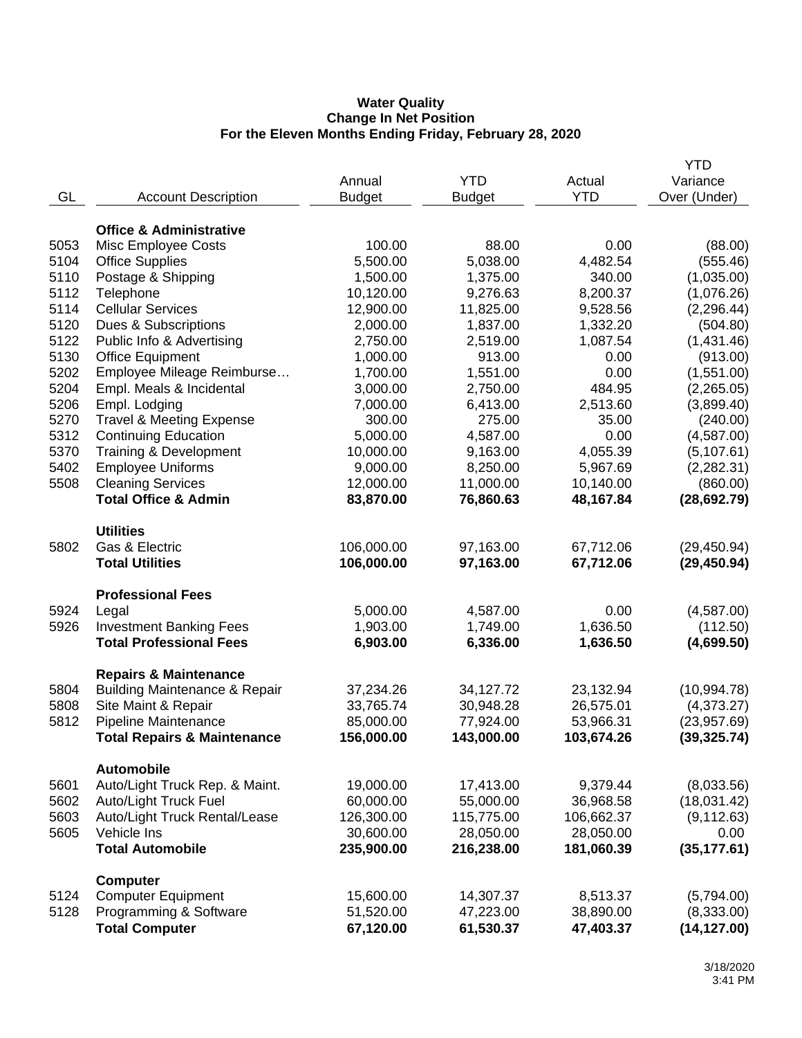**Water Quality**
**Change In Net Position**
**For the Eleven Months Ending Friday, February 28, 2020**

| GL | Account Description | Annual Budget | YTD Budget | Actual YTD | YTD Variance Over (Under) |
|---|---|---|---|---|---|
| | **Office & Administrative** | | | | |
| 5053 | Misc Employee Costs | 100.00 | 88.00 | 0.00 | (88.00) |
| 5104 | Office Supplies | 5,500.00 | 5,038.00 | 4,482.54 | (555.46) |
| 5110 | Postage & Shipping | 1,500.00 | 1,375.00 | 340.00 | (1,035.00) |
| 5112 | Telephone | 10,120.00 | 9,276.63 | 8,200.37 | (1,076.26) |
| 5114 | Cellular Services | 12,900.00 | 11,825.00 | 9,528.56 | (2,296.44) |
| 5120 | Dues & Subscriptions | 2,000.00 | 1,837.00 | 1,332.20 | (504.80) |
| 5122 | Public Info & Advertising | 2,750.00 | 2,519.00 | 1,087.54 | (1,431.46) |
| 5130 | Office Equipment | 1,000.00 | 913.00 | 0.00 | (913.00) |
| 5202 | Employee Mileage Reimburse… | 1,700.00 | 1,551.00 | 0.00 | (1,551.00) |
| 5204 | Empl. Meals & Incidental | 3,000.00 | 2,750.00 | 484.95 | (2,265.05) |
| 5206 | Empl. Lodging | 7,000.00 | 6,413.00 | 2,513.60 | (3,899.40) |
| 5270 | Travel & Meeting Expense | 300.00 | 275.00 | 35.00 | (240.00) |
| 5312 | Continuing Education | 5,000.00 | 4,587.00 | 0.00 | (4,587.00) |
| 5370 | Training & Development | 10,000.00 | 9,163.00 | 4,055.39 | (5,107.61) |
| 5402 | Employee Uniforms | 9,000.00 | 8,250.00 | 5,967.69 | (2,282.31) |
| 5508 | Cleaning Services | 12,000.00 | 11,000.00 | 10,140.00 | (860.00) |
| | **Total Office & Admin** | **83,870.00** | **76,860.63** | **48,167.84** | **(28,692.79)** |
| | **Utilities** | | | | |
| 5802 | Gas & Electric | 106,000.00 | 97,163.00 | 67,712.06 | (29,450.94) |
| | **Total Utilities** | **106,000.00** | **97,163.00** | **67,712.06** | **(29,450.94)** |
| | **Professional Fees** | | | | |
| 5924 | Legal | 5,000.00 | 4,587.00 | 0.00 | (4,587.00) |
| 5926 | Investment Banking Fees | 1,903.00 | 1,749.00 | 1,636.50 | (112.50) |
| | **Total Professional Fees** | **6,903.00** | **6,336.00** | **1,636.50** | **(4,699.50)** |
| | **Repairs & Maintenance** | | | | |
| 5804 | Building Maintenance & Repair | 37,234.26 | 34,127.72 | 23,132.94 | (10,994.78) |
| 5808 | Site Maint & Repair | 33,765.74 | 30,948.28 | 26,575.01 | (4,373.27) |
| 5812 | Pipeline Maintenance | 85,000.00 | 77,924.00 | 53,966.31 | (23,957.69) |
| | **Total Repairs & Maintenance** | **156,000.00** | **143,000.00** | **103,674.26** | **(39,325.74)** |
| | **Automobile** | | | | |
| 5601 | Auto/Light Truck Rep. & Maint. | 19,000.00 | 17,413.00 | 9,379.44 | (8,033.56) |
| 5602 | Auto/Light Truck Fuel | 60,000.00 | 55,000.00 | 36,968.58 | (18,031.42) |
| 5603 | Auto/Light Truck Rental/Lease | 126,300.00 | 115,775.00 | 106,662.37 | (9,112.63) |
| 5605 | Vehicle Ins | 30,600.00 | 28,050.00 | 28,050.00 | 0.00 |
| | **Total Automobile** | **235,900.00** | **216,238.00** | **181,060.39** | **(35,177.61)** |
| | **Computer** | | | | |
| 5124 | Computer Equipment | 15,600.00 | 14,307.37 | 8,513.37 | (5,794.00) |
| 5128 | Programming & Software | 51,520.00 | 47,223.00 | 38,890.00 | (8,333.00) |
| | **Total Computer** | **67,120.00** | **61,530.37** | **47,403.37** | **(14,127.00)** |

3/18/2020
3:41 PM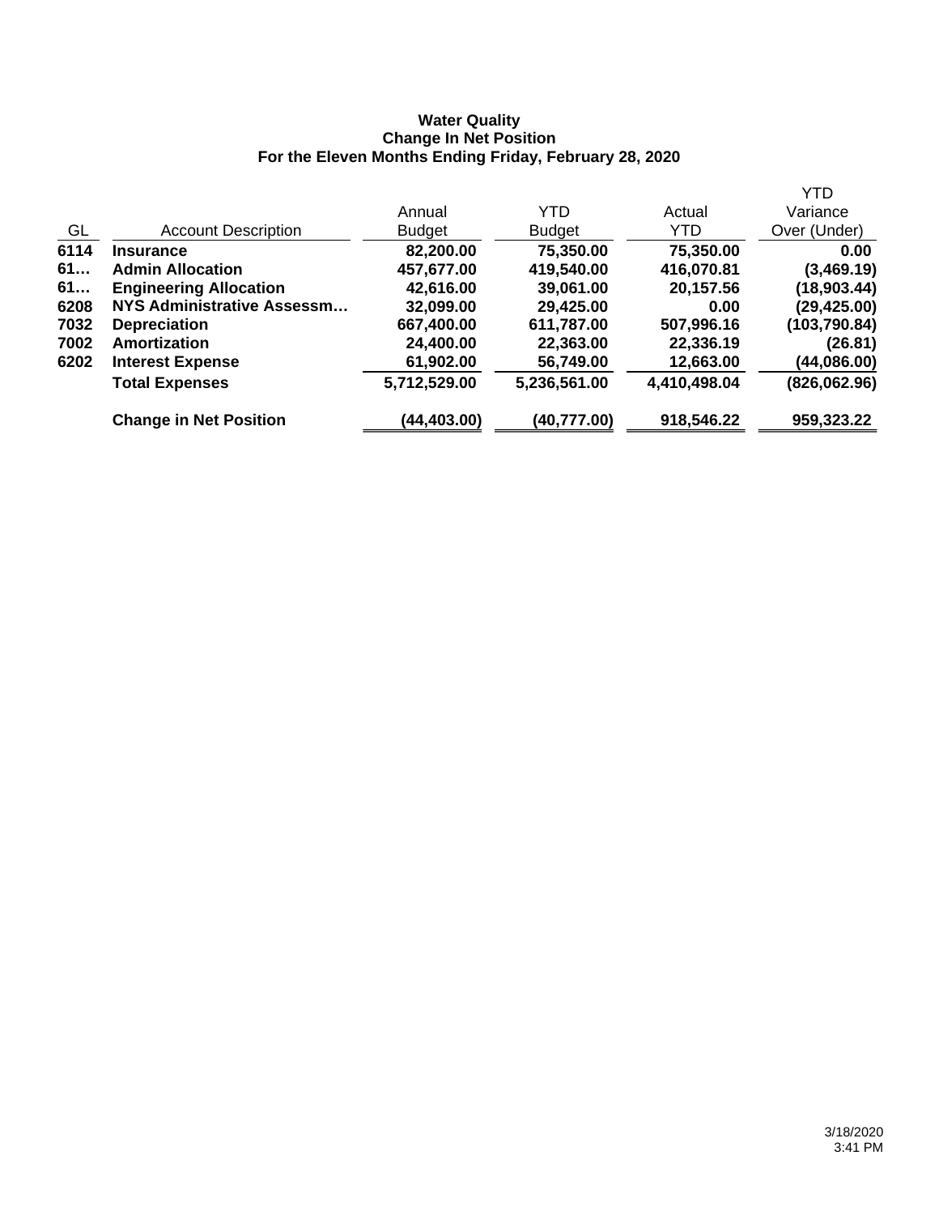**Water Quality**
**Change In Net Position**
**For the Eleven Months Ending Friday, February 28, 2020**

| GL | Account Description | Annual Budget | YTD Budget | Actual YTD | YTD Variance Over (Under) |
|---|---|---|---|---|---|
| **6114** | **Insurance** | **82,200.00** | **75,350.00** | **75,350.00** | **0.00** |
| **61…** | **Admin Allocation** | **457,677.00** | **419,540.00** | **416,070.81** | **(3,469.19)** |
| **61…** | **Engineering Allocation** | **42,616.00** | **39,061.00** | **20,157.56** | **(18,903.44)** |
| **6208** | **NYS Administrative Assessm…** | **32,099.00** | **29,425.00** | **0.00** | **(29,425.00)** |
| **7032** | **Depreciation** | **667,400.00** | **611,787.00** | **507,996.16** | **(103,790.84)** |
| **7002** | **Amortization** | **24,400.00** | **22,363.00** | **22,336.19** | **(26.81)** |
| **6202** | **Interest Expense** | **61,902.00** | **56,749.00** | **12,663.00** | **(44,086.00)** |
| | **Total Expenses** | **5,712,529.00** | **5,236,561.00** | **4,410,498.04** | **(826,062.96)** |
| | **Change in Net Position** | **(44,403.00)** | **(40,777.00)** | **918,546.22** | **959,323.22** |

3/18/2020
3:41 PM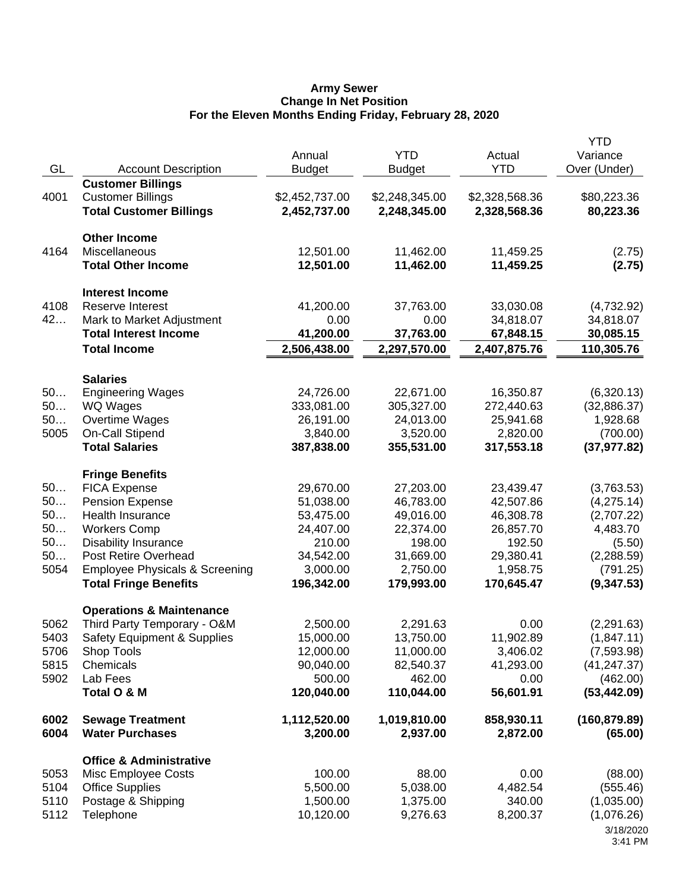**Army Sewer**
**Change In Net Position**
**For the Eleven Months Ending Friday, February 28, 2020**

| GL | Account Description | Annual Budget | YTD Budget | Actual YTD | YTD Variance Over (Under) |
|---|---|---|---|---|---|
| | **Customer Billings** | | | | |
| 4001 | Customer Billings | $2,452,737.00 | $2,248,345.00 | $2,328,568.36 | $80,223.36 |
| | **Total Customer Billings** | **2,452,737.00** | **2,248,345.00** | **2,328,568.36** | **80,223.36** |
| | **Other Income** | | | | |
| 4164 | Miscellaneous | 12,501.00 | 11,462.00 | 11,459.25 | (2.75) |
| | **Total Other Income** | **12,501.00** | **11,462.00** | **11,459.25** | **(2.75)** |
| | **Interest Income** | | | | |
| 4108 | Reserve Interest | 41,200.00 | 37,763.00 | 33,030.08 | (4,732.92) |
| 42… | Mark to Market Adjustment | 0.00 | 0.00 | 34,818.07 | 34,818.07 |
| | **Total Interest Income** | **41,200.00** | **37,763.00** | **67,848.15** | **30,085.15** |
| | **Total Income** | **2,506,438.00** | **2,297,570.00** | **2,407,875.76** | **110,305.76** |
| | **Salaries** | | | | |
| 50… | Engineering Wages | 24,726.00 | 22,671.00 | 16,350.87 | (6,320.13) |
| 50… | WQ Wages | 333,081.00 | 305,327.00 | 272,440.63 | (32,886.37) |
| 50… | Overtime Wages | 26,191.00 | 24,013.00 | 25,941.68 | 1,928.68 |
| 5005 | On-Call Stipend | 3,840.00 | 3,520.00 | 2,820.00 | (700.00) |
| | **Total Salaries** | **387,838.00** | **355,531.00** | **317,553.18** | **(37,977.82)** |
| | **Fringe Benefits** | | | | |
| 50… | FICA Expense | 29,670.00 | 27,203.00 | 23,439.47 | (3,763.53) |
| 50… | Pension Expense | 51,038.00 | 46,783.00 | 42,507.86 | (4,275.14) |
| 50… | Health Insurance | 53,475.00 | 49,016.00 | 46,308.78 | (2,707.22) |
| 50… | Workers Comp | 24,407.00 | 22,374.00 | 26,857.70 | 4,483.70 |
| 50… | Disability Insurance | 210.00 | 198.00 | 192.50 | (5.50) |
| 50… | Post Retire Overhead | 34,542.00 | 31,669.00 | 29,380.41 | (2,288.59) |
| 5054 | Employee Physicals & Screening | 3,000.00 | 2,750.00 | 1,958.75 | (791.25) |
| | **Total Fringe Benefits** | **196,342.00** | **179,993.00** | **170,645.47** | **(9,347.53)** |
| | **Operations & Maintenance** | | | | |
| 5062 | Third Party Temporary - O&M | 2,500.00 | 2,291.63 | 0.00 | (2,291.63) |
| 5403 | Safety Equipment & Supplies | 15,000.00 | 13,750.00 | 11,902.89 | (1,847.11) |
| 5706 | Shop Tools | 12,000.00 | 11,000.00 | 3,406.02 | (7,593.98) |
| 5815 | Chemicals | 90,040.00 | 82,540.37 | 41,293.00 | (41,247.37) |
| 5902 | Lab Fees | 500.00 | 462.00 | 0.00 | (462.00) |
| | **Total O & M** | **120,040.00** | **110,044.00** | **56,601.91** | **(53,442.09)** |
| **6002** | **Sewage Treatment** | **1,112,520.00** | **1,019,810.00** | **858,930.11** | **(160,879.89)** |
| **6004** | **Water Purchases** | **3,200.00** | **2,937.00** | **2,872.00** | **(65.00)** |
| | **Office & Administrative** | | | | |
| 5053 | Misc Employee Costs | 100.00 | 88.00 | 0.00 | (88.00) |
| 5104 | Office Supplies | 5,500.00 | 5,038.00 | 4,482.54 | (555.46) |
| 5110 | Postage & Shipping | 1,500.00 | 1,375.00 | 340.00 | (1,035.00) |
| 5112 | Telephone | 10,120.00 | 9,276.63 | 8,200.37 | (1,076.26) |

3/18/2020
3:41 PM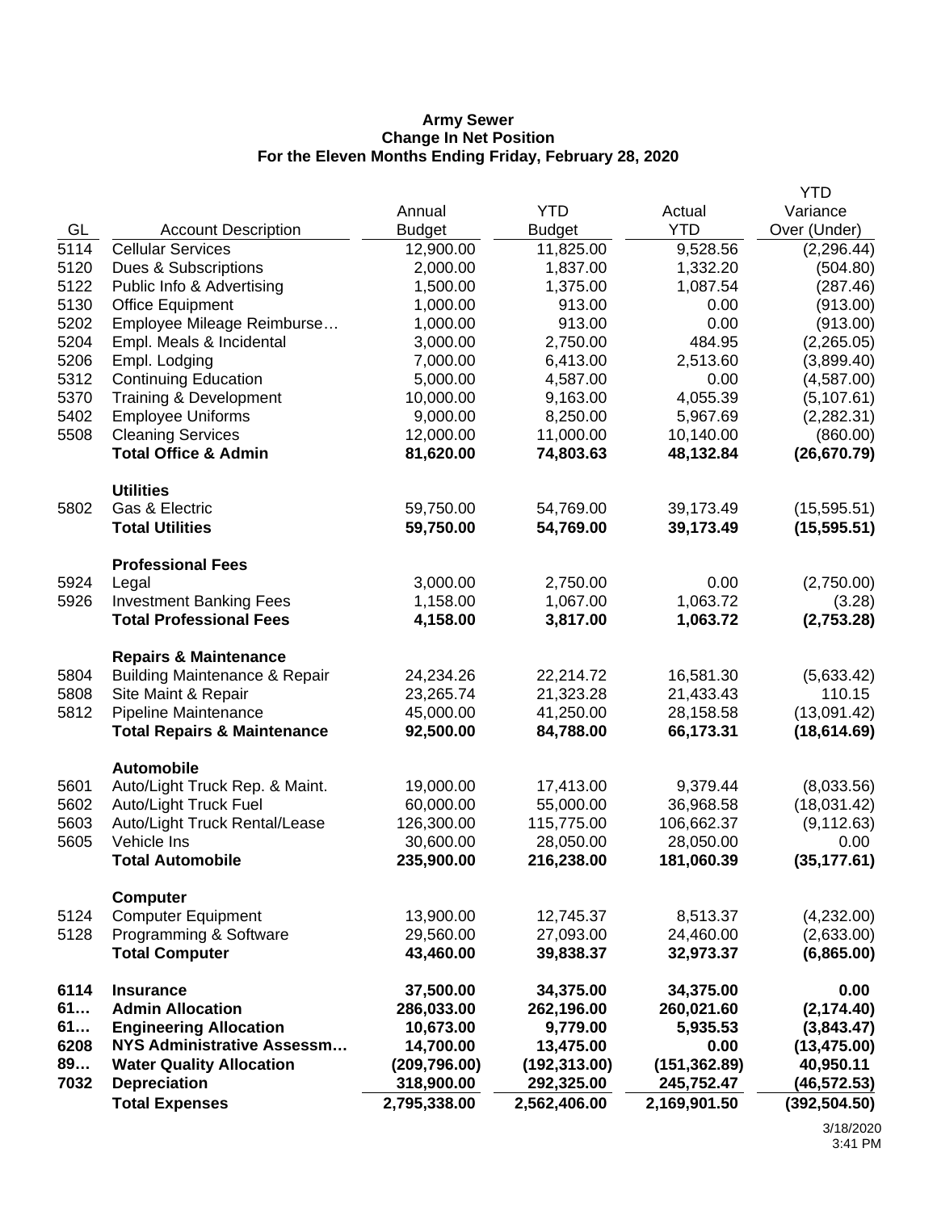**Army Sewer**
**Change In Net Position**
**For the Eleven Months Ending Friday, February 28, 2020**

| GL | Account Description | Annual Budget | YTD Budget | Actual YTD | YTD Variance Over (Under) |
|---|---|---|---|---|---|
| 5114 | Cellular Services | 12,900.00 | 11,825.00 | 9,528.56 | (2,296.44) |
| 5120 | Dues & Subscriptions | 2,000.00 | 1,837.00 | 1,332.20 | (504.80) |
| 5122 | Public Info & Advertising | 1,500.00 | 1,375.00 | 1,087.54 | (287.46) |
| 5130 | Office Equipment | 1,000.00 | 913.00 | 0.00 | (913.00) |
| 5202 | Employee Mileage Reimburse… | 1,000.00 | 913.00 | 0.00 | (913.00) |
| 5204 | Empl. Meals & Incidental | 3,000.00 | 2,750.00 | 484.95 | (2,265.05) |
| 5206 | Empl. Lodging | 7,000.00 | 6,413.00 | 2,513.60 | (3,899.40) |
| 5312 | Continuing Education | 5,000.00 | 4,587.00 | 0.00 | (4,587.00) |
| 5370 | Training & Development | 10,000.00 | 9,163.00 | 4,055.39 | (5,107.61) |
| 5402 | Employee Uniforms | 9,000.00 | 8,250.00 | 5,967.69 | (2,282.31) |
| 5508 | Cleaning Services | 12,000.00 | 11,000.00 | 10,140.00 | (860.00) |
| | **Total Office & Admin** | **81,620.00** | **74,803.63** | **48,132.84** | **(26,670.79)** |
| | **Utilities** | | | | |
| 5802 | Gas & Electric | 59,750.00 | 54,769.00 | 39,173.49 | (15,595.51) |
| | **Total Utilities** | **59,750.00** | **54,769.00** | **39,173.49** | **(15,595.51)** |
| | **Professional Fees** | | | | |
| 5924 | Legal | 3,000.00 | 2,750.00 | 0.00 | (2,750.00) |
| 5926 | Investment Banking Fees | 1,158.00 | 1,067.00 | 1,063.72 | (3.28) |
| | **Total Professional Fees** | **4,158.00** | **3,817.00** | **1,063.72** | **(2,753.28)** |
| | **Repairs & Maintenance** | | | | |
| 5804 | Building Maintenance & Repair | 24,234.26 | 22,214.72 | 16,581.30 | (5,633.42) |
| 5808 | Site Maint & Repair | 23,265.74 | 21,323.28 | 21,433.43 | 110.15 |
| 5812 | Pipeline Maintenance | 45,000.00 | 41,250.00 | 28,158.58 | (13,091.42) |
| | **Total Repairs & Maintenance** | **92,500.00** | **84,788.00** | **66,173.31** | **(18,614.69)** |
| | **Automobile** | | | | |
| 5601 | Auto/Light Truck Rep. & Maint. | 19,000.00 | 17,413.00 | 9,379.44 | (8,033.56) |
| 5602 | Auto/Light Truck Fuel | 60,000.00 | 55,000.00 | 36,968.58 | (18,031.42) |
| 5603 | Auto/Light Truck Rental/Lease | 126,300.00 | 115,775.00 | 106,662.37 | (9,112.63) |
| 5605 | Vehicle Ins | 30,600.00 | 28,050.00 | 28,050.00 | 0.00 |
| | **Total Automobile** | **235,900.00** | **216,238.00** | **181,060.39** | **(35,177.61)** |
| | **Computer** | | | | |
| 5124 | Computer Equipment | 13,900.00 | 12,745.37 | 8,513.37 | (4,232.00) |
| 5128 | Programming & Software | 29,560.00 | 27,093.00 | 24,460.00 | (2,633.00) |
| | **Total Computer** | **43,460.00** | **39,838.37** | **32,973.37** | **(6,865.00)** |
| **6114** | **Insurance** | **37,500.00** | **34,375.00** | **34,375.00** | **0.00** |
| **61…** | **Admin Allocation** | **286,033.00** | **262,196.00** | **260,021.60** | **(2,174.40)** |
| **61…** | **Engineering Allocation** | **10,673.00** | **9,779.00** | **5,935.53** | **(3,843.47)** |
| **6208** | **NYS Administrative Assessm…** | **14,700.00** | **13,475.00** | **0.00** | **(13,475.00)** |
| **89…** | **Water Quality Allocation** | **(209,796.00)** | **(192,313.00)** | **(151,362.89)** | **40,950.11** |
| **7032** | **Depreciation** | **318,900.00** | **292,325.00** | **245,752.47** | **(46,572.53)** |
| | **Total Expenses** | **2,795,338.00** | **2,562,406.00** | **2,169,901.50** | **(392,504.50)** |

3/18/2020
3:41 PM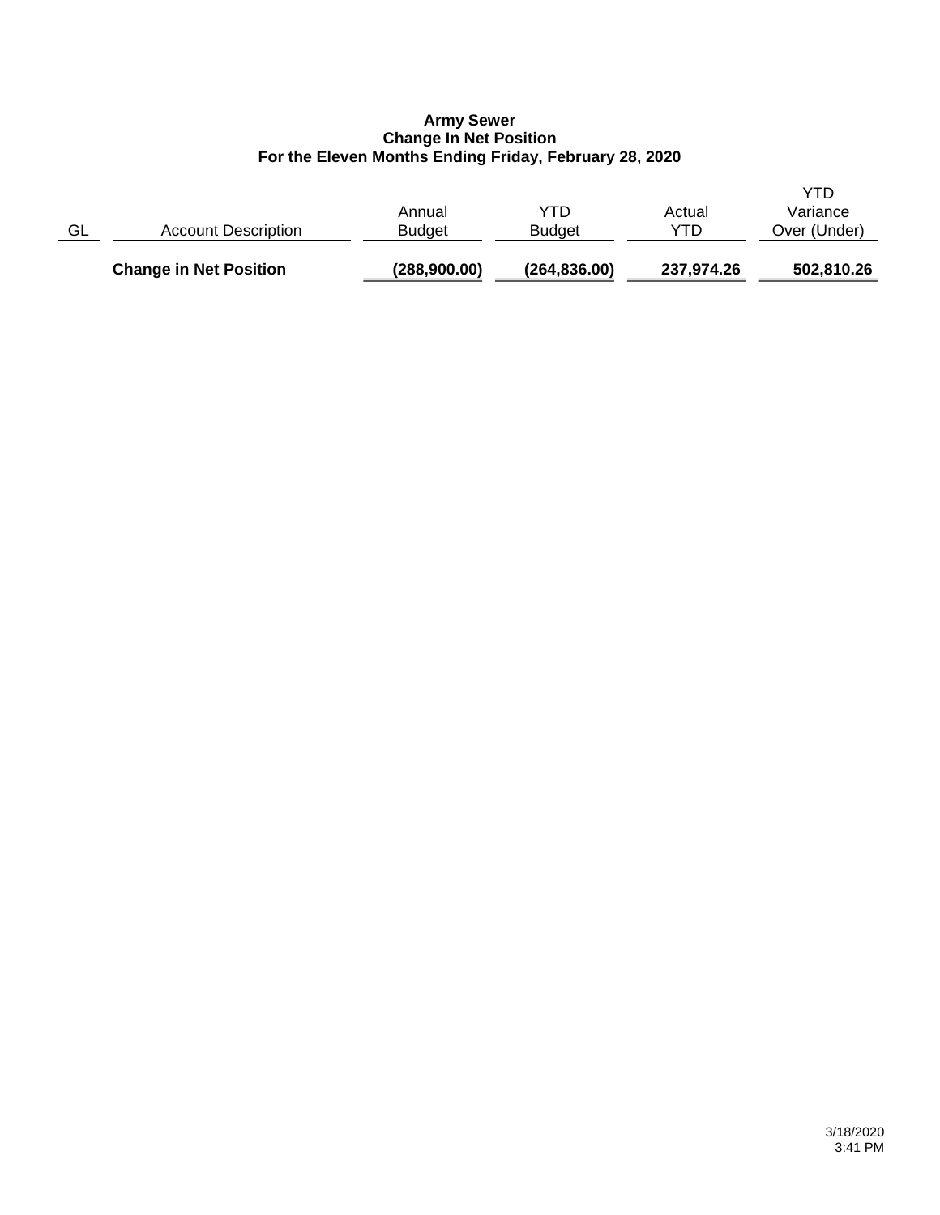**Army Sewer**
**Change In Net Position**
**For the Eleven Months Ending Friday, February 28, 2020**

| GL | Account Description | Annual Budget | YTD Budget | Actual YTD | YTD Variance Over (Under) |
|---|---|---|---|---|---|
| | **Change in Net Position** | **(288,900.00)** | **(264,836.00)** | **237,974.26** | **502,810.26** |

3/18/2020
3:41 PM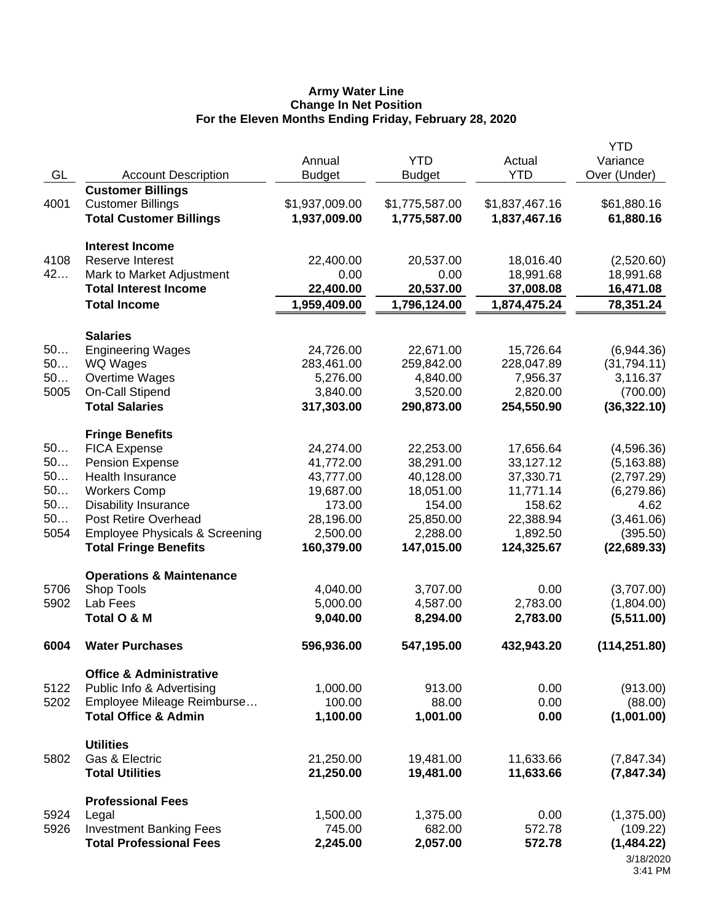**Army Water Line**
**Change In Net Position**
**For the Eleven Months Ending Friday, February 28, 2020**

| GL | Account Description | Annual Budget | YTD Budget | Actual YTD | YTD Variance Over (Under) |
|---|---|---|---|---|---|
| | **Customer Billings** | | | | |
| 4001 | Customer Billings | $1,937,009.00 | $1,775,587.00 | $1,837,467.16 | $61,880.16 |
| | **Total Customer Billings** | **1,937,009.00** | **1,775,587.00** | **1,837,467.16** | **61,880.16** |
| | **Interest Income** | | | | |
| 4108 | Reserve Interest | 22,400.00 | 20,537.00 | 18,016.40 | (2,520.60) |
| 42… | Mark to Market Adjustment | 0.00 | 0.00 | 18,991.68 | 18,991.68 |
| | **Total Interest Income** | **22,400.00** | **20,537.00** | **37,008.08** | **16,471.08** |
| | **Total Income** | **1,959,409.00** | **1,796,124.00** | **1,874,475.24** | **78,351.24** |
| | **Salaries** | | | | |
| 50… | Engineering Wages | 24,726.00 | 22,671.00 | 15,726.64 | (6,944.36) |
| 50… | WQ Wages | 283,461.00 | 259,842.00 | 228,047.89 | (31,794.11) |
| 50… | Overtime Wages | 5,276.00 | 4,840.00 | 7,956.37 | 3,116.37 |
| 5005 | On-Call Stipend | 3,840.00 | 3,520.00 | 2,820.00 | (700.00) |
| | **Total Salaries** | **317,303.00** | **290,873.00** | **254,550.90** | **(36,322.10)** |
| | **Fringe Benefits** | | | | |
| 50… | FICA Expense | 24,274.00 | 22,253.00 | 17,656.64 | (4,596.36) |
| 50… | Pension Expense | 41,772.00 | 38,291.00 | 33,127.12 | (5,163.88) |
| 50… | Health Insurance | 43,777.00 | 40,128.00 | 37,330.71 | (2,797.29) |
| 50… | Workers Comp | 19,687.00 | 18,051.00 | 11,771.14 | (6,279.86) |
| 50… | Disability Insurance | 173.00 | 154.00 | 158.62 | 4.62 |
| 50… | Post Retire Overhead | 28,196.00 | 25,850.00 | 22,388.94 | (3,461.06) |
| 5054 | Employee Physicals & Screening | 2,500.00 | 2,288.00 | 1,892.50 | (395.50) |
| | **Total Fringe Benefits** | **160,379.00** | **147,015.00** | **124,325.67** | **(22,689.33)** |
| | **Operations & Maintenance** | | | | |
| 5706 | Shop Tools | 4,040.00 | 3,707.00 | 0.00 | (3,707.00) |
| 5902 | Lab Fees | 5,000.00 | 4,587.00 | 2,783.00 | (1,804.00) |
| | **Total O & M** | **9,040.00** | **8,294.00** | **2,783.00** | **(5,511.00)** |
| **6004** | **Water Purchases** | **596,936.00** | **547,195.00** | **432,943.20** | **(114,251.80)** |
| | **Office & Administrative** | | | | |
| 5122 | Public Info & Advertising | 1,000.00 | 913.00 | 0.00 | (913.00) |
| 5202 | Employee Mileage Reimburse… | 100.00 | 88.00 | 0.00 | (88.00) |
| | **Total Office & Admin** | **1,100.00** | **1,001.00** | **0.00** | **(1,001.00)** |
| | **Utilities** | | | | |
| 5802 | Gas & Electric | 21,250.00 | 19,481.00 | 11,633.66 | (7,847.34) |
| | **Total Utilities** | **21,250.00** | **19,481.00** | **11,633.66** | **(7,847.34)** |
| | **Professional Fees** | | | | |
| 5924 | Legal | 1,500.00 | 1,375.00 | 0.00 | (1,375.00) |
| 5926 | Investment Banking Fees | 745.00 | 682.00 | 572.78 | (109.22) |
| | **Total Professional Fees** | **2,245.00** | **2,057.00** | **572.78** | **(1,484.22)** |

3/18/2020
3:41 PM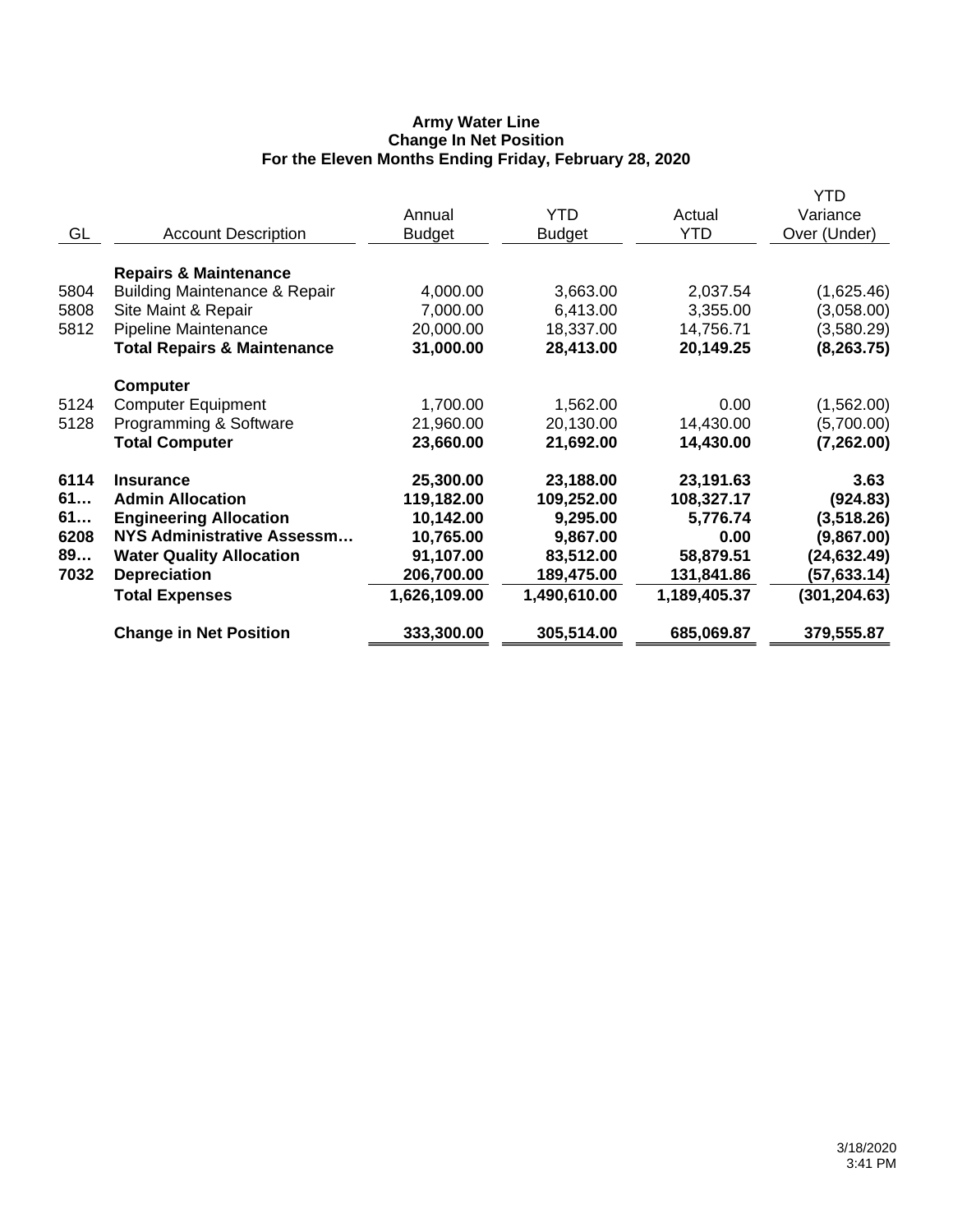**Army Water Line**
**Change In Net Position**
**For the Eleven Months Ending Friday, February 28, 2020**

| GL | Account Description | Annual Budget | YTD Budget | Actual YTD | YTD Variance Over (Under) |
|---|---|---|---|---|---|
| | **Repairs & Maintenance** | | | | |
| 5804 | Building Maintenance & Repair | 4,000.00 | 3,663.00 | 2,037.54 | (1,625.46) |
| 5808 | Site Maint & Repair | 7,000.00 | 6,413.00 | 3,355.00 | (3,058.00) |
| 5812 | Pipeline Maintenance | 20,000.00 | 18,337.00 | 14,756.71 | (3,580.29) |
| | **Total Repairs & Maintenance** | **31,000.00** | **28,413.00** | **20,149.25** | **(8,263.75)** |
| | **Computer** | | | | |
| 5124 | Computer Equipment | 1,700.00 | 1,562.00 | 0.00 | (1,562.00) |
| 5128 | Programming & Software | 21,960.00 | 20,130.00 | 14,430.00 | (5,700.00) |
| | **Total Computer** | **23,660.00** | **21,692.00** | **14,430.00** | **(7,262.00)** |
| **6114** | **Insurance** | **25,300.00** | **23,188.00** | **23,191.63** | **3.63** |
| **61…** | **Admin Allocation** | **119,182.00** | **109,252.00** | **108,327.17** | **(924.83)** |
| **61…** | **Engineering Allocation** | **10,142.00** | **9,295.00** | **5,776.74** | **(3,518.26)** |
| **6208** | **NYS Administrative Assessm…** | **10,765.00** | **9,867.00** | **0.00** | **(9,867.00)** |
| **89…** | **Water Quality Allocation** | **91,107.00** | **83,512.00** | **58,879.51** | **(24,632.49)** |
| **7032** | **Depreciation** | **206,700.00** | **189,475.00** | **131,841.86** | **(57,633.14)** |
| | **Total Expenses** | **1,626,109.00** | **1,490,610.00** | **1,189,405.37** | **(301,204.63)** |
| | **Change in Net Position** | **333,300.00** | **305,514.00** | **685,069.87** | **379,555.87** |

3/18/2020
3:41 PM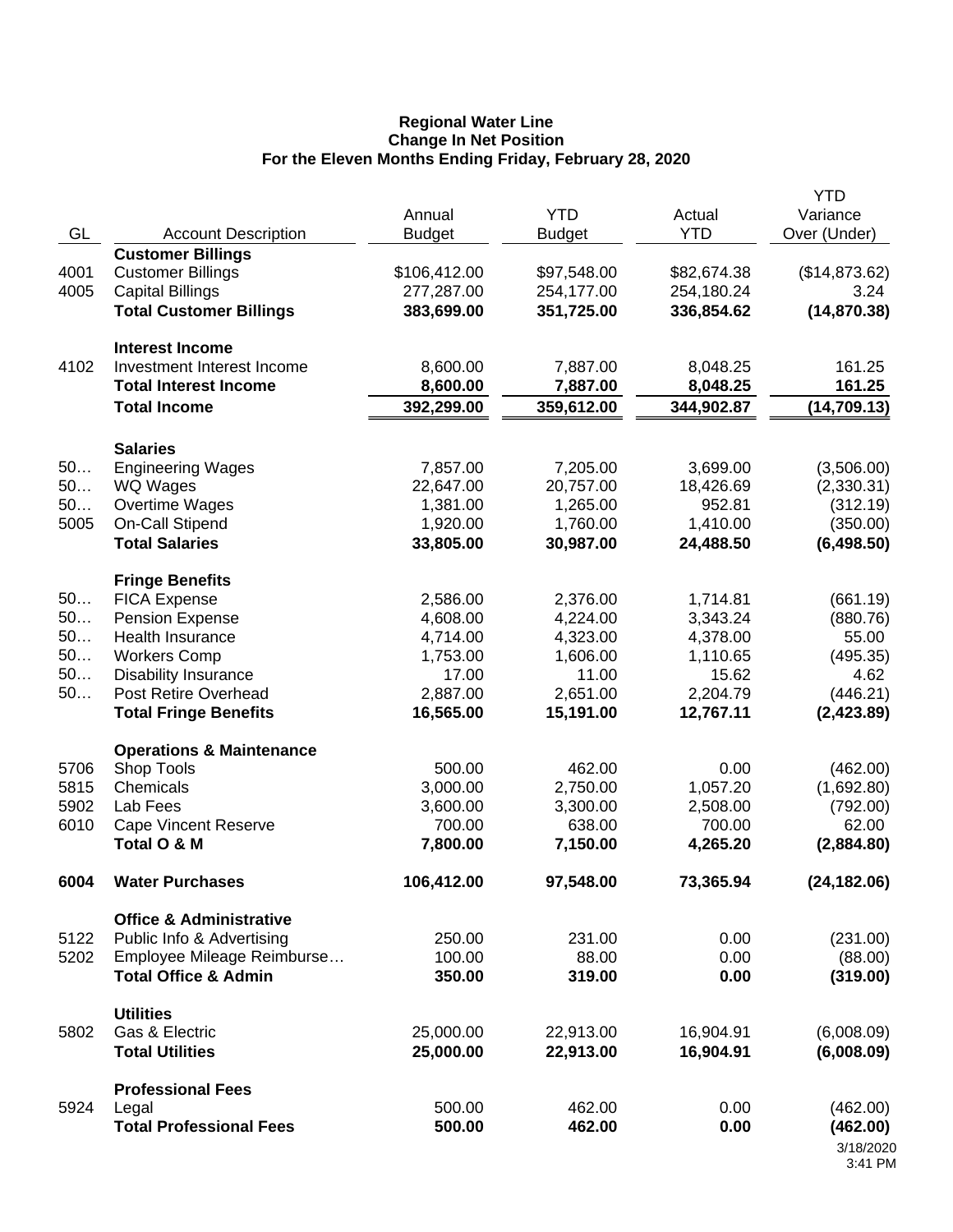**Regional Water Line**
**Change In Net Position**
**For the Eleven Months Ending Friday, February 28, 2020**

| GL | Account Description | Annual Budget | YTD Budget | Actual YTD | YTD Variance Over (Under) |
|---|---|---|---|---|---|
| | **Customer Billings** | | | | |
| 4001 | Customer Billings | $106,412.00 | $97,548.00 | $82,674.38 | ($14,873.62) |
| 4005 | Capital Billings | 277,287.00 | 254,177.00 | 254,180.24 | 3.24 |
| | **Total Customer Billings** | **383,699.00** | **351,725.00** | **336,854.62** | **(14,870.38)** |
| | **Interest Income** | | | | |
| 4102 | Investment Interest Income | 8,600.00 | 7,887.00 | 8,048.25 | 161.25 |
| | **Total Interest Income** | **8,600.00** | **7,887.00** | **8,048.25** | **161.25** |
| | **Total Income** | **392,299.00** | **359,612.00** | **344,902.87** | **(14,709.13)** |
| | **Salaries** | | | | |
| 50… | Engineering Wages | 7,857.00 | 7,205.00 | 3,699.00 | (3,506.00) |
| 50… | WQ Wages | 22,647.00 | 20,757.00 | 18,426.69 | (2,330.31) |
| 50… | Overtime Wages | 1,381.00 | 1,265.00 | 952.81 | (312.19) |
| 5005 | On-Call Stipend | 1,920.00 | 1,760.00 | 1,410.00 | (350.00) |
| | **Total Salaries** | **33,805.00** | **30,987.00** | **24,488.50** | **(6,498.50)** |
| | **Fringe Benefits** | | | | |
| 50… | FICA Expense | 2,586.00 | 2,376.00 | 1,714.81 | (661.19) |
| 50… | Pension Expense | 4,608.00 | 4,224.00 | 3,343.24 | (880.76) |
| 50… | Health Insurance | 4,714.00 | 4,323.00 | 4,378.00 | 55.00 |
| 50… | Workers Comp | 1,753.00 | 1,606.00 | 1,110.65 | (495.35) |
| 50… | Disability Insurance | 17.00 | 11.00 | 15.62 | 4.62 |
| 50… | Post Retire Overhead | 2,887.00 | 2,651.00 | 2,204.79 | (446.21) |
| | **Total Fringe Benefits** | **16,565.00** | **15,191.00** | **12,767.11** | **(2,423.89)** |
| | **Operations & Maintenance** | | | | |
| 5706 | Shop Tools | 500.00 | 462.00 | 0.00 | (462.00) |
| 5815 | Chemicals | 3,000.00 | 2,750.00 | 1,057.20 | (1,692.80) |
| 5902 | Lab Fees | 3,600.00 | 3,300.00 | 2,508.00 | (792.00) |
| 6010 | Cape Vincent Reserve | 700.00 | 638.00 | 700.00 | 62.00 |
| | **Total O & M** | **7,800.00** | **7,150.00** | **4,265.20** | **(2,884.80)** |
| **6004** | **Water Purchases** | **106,412.00** | **97,548.00** | **73,365.94** | **(24,182.06)** |
| | **Office & Administrative** | | | | |
| 5122 | Public Info & Advertising | 250.00 | 231.00 | 0.00 | (231.00) |
| 5202 | Employee Mileage Reimburse… | 100.00 | 88.00 | 0.00 | (88.00) |
| | **Total Office & Admin** | **350.00** | **319.00** | **0.00** | **(319.00)** |
| | **Utilities** | | | | |
| 5802 | Gas & Electric | 25,000.00 | 22,913.00 | 16,904.91 | (6,008.09) |
| | **Total Utilities** | **25,000.00** | **22,913.00** | **16,904.91** | **(6,008.09)** |
| | **Professional Fees** | | | | |
| 5924 | Legal | 500.00 | 462.00 | 0.00 | (462.00) |
| | **Total Professional Fees** | **500.00** | **462.00** | **0.00** | **(462.00)** |

3/18/2020
3:41 PM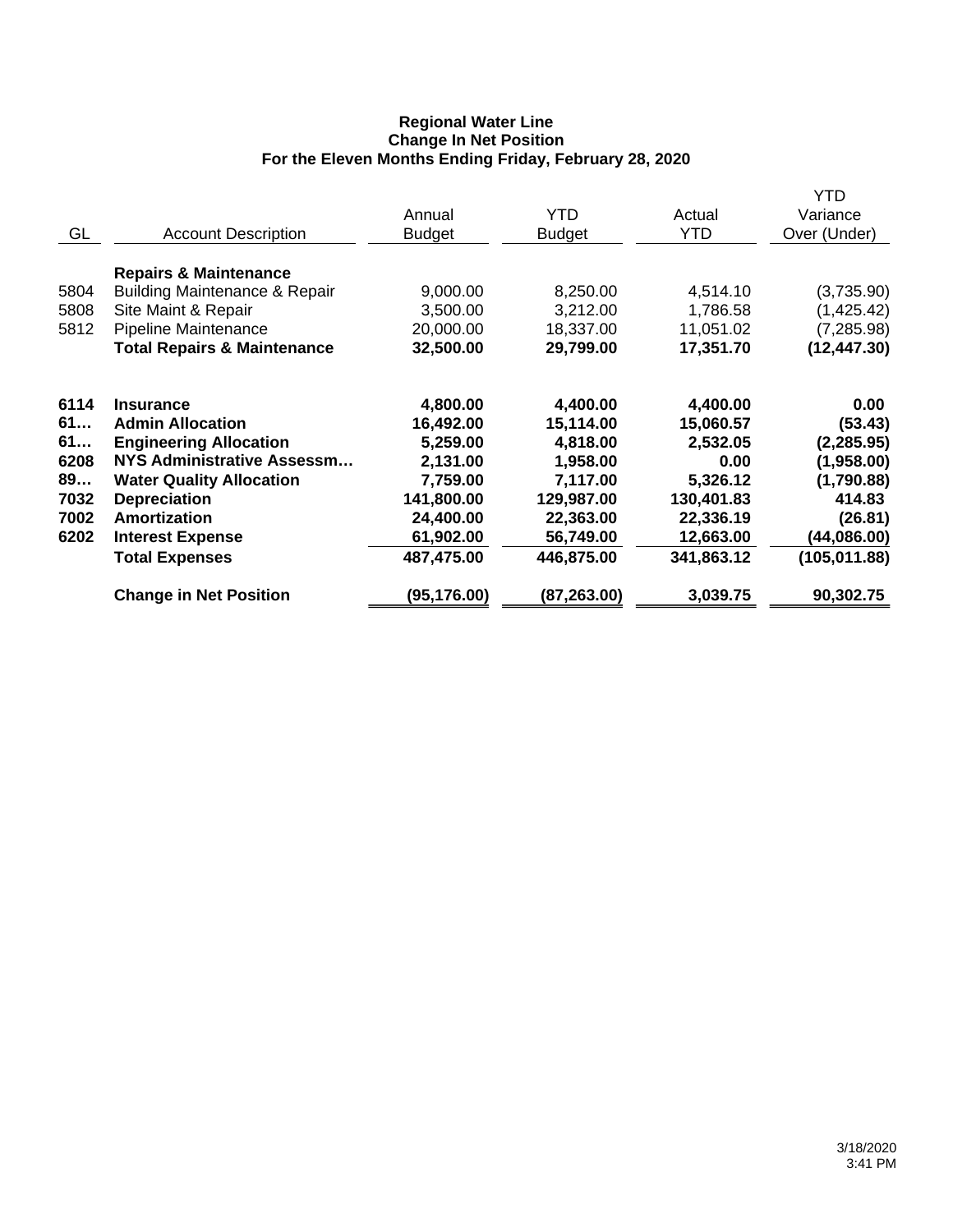**Regional Water Line**
**Change In Net Position**
**For the Eleven Months Ending Friday, February 28, 2020**

| GL | Account Description | Annual Budget | YTD Budget | Actual YTD | YTD Variance Over (Under) |
|---|---|---|---|---|---|
| | **Repairs & Maintenance** | | | | |
| 5804 | Building Maintenance & Repair | 9,000.00 | 8,250.00 | 4,514.10 | (3,735.90) |
| 5808 | Site Maint & Repair | 3,500.00 | 3,212.00 | 1,786.58 | (1,425.42) |
| 5812 | Pipeline Maintenance | 20,000.00 | 18,337.00 | 11,051.02 | (7,285.98) |
| | **Total Repairs & Maintenance** | **32,500.00** | **29,799.00** | **17,351.70** | **(12,447.30)** |
| **6114** | **Insurance** | **4,800.00** | **4,400.00** | **4,400.00** | **0.00** |
| **61…** | **Admin Allocation** | **16,492.00** | **15,114.00** | **15,060.57** | **(53.43)** |
| **61…** | **Engineering Allocation** | **5,259.00** | **4,818.00** | **2,532.05** | **(2,285.95)** |
| **6208** | **NYS Administrative Assessm…** | **2,131.00** | **1,958.00** | **0.00** | **(1,958.00)** |
| **89…** | **Water Quality Allocation** | **7,759.00** | **7,117.00** | **5,326.12** | **(1,790.88)** |
| **7032** | **Depreciation** | **141,800.00** | **129,987.00** | **130,401.83** | **414.83** |
| **7002** | **Amortization** | **24,400.00** | **22,363.00** | **22,336.19** | **(26.81)** |
| **6202** | **Interest Expense** | **61,902.00** | **56,749.00** | **12,663.00** | **(44,086.00)** |
| | **Total Expenses** | **487,475.00** | **446,875.00** | **341,863.12** | **(105,011.88)** |
| | **Change in Net Position** | **(95,176.00)** | **(87,263.00)** | **3,039.75** | **90,302.75** |

3/18/2020
3:41 PM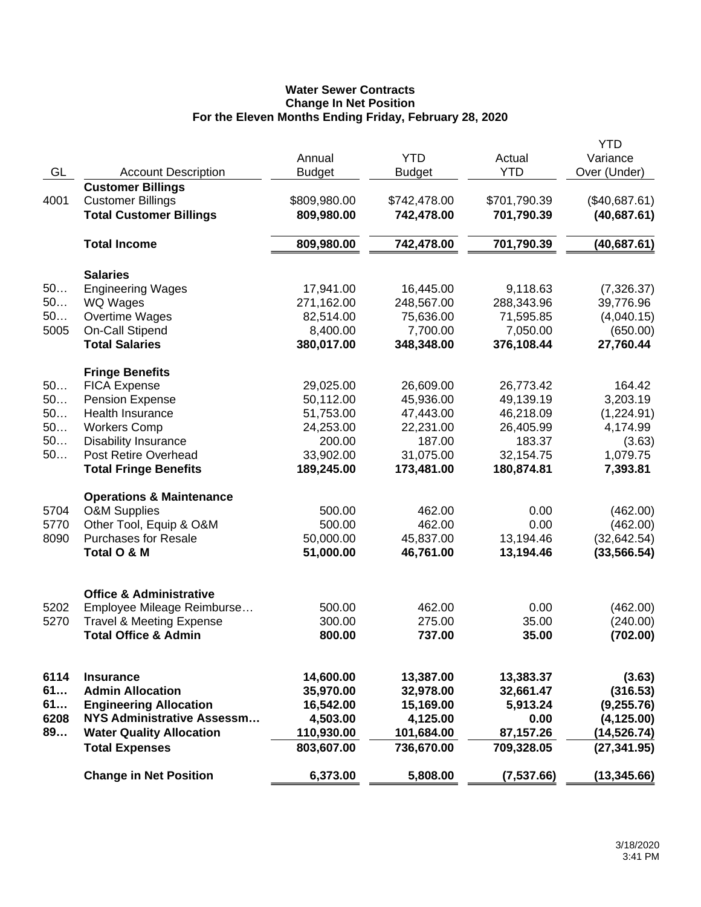**Water Sewer Contracts**
**Change In Net Position**
**For the Eleven Months Ending Friday, February 28, 2020**

| GL | Account Description | Annual Budget | YTD Budget | Actual YTD | YTD Variance Over (Under) |
|---|---|---|---|---|---|
| | **Customer Billings** | | | | |
| 4001 | Customer Billings | $809,980.00 | $742,478.00 | $701,790.39 | ($40,687.61) |
| | **Total Customer Billings** | **809,980.00** | **742,478.00** | **701,790.39** | **(40,687.61)** |
| | **Total Income** | **809,980.00** | **742,478.00** | **701,790.39** | **(40,687.61)** |
| | **Salaries** | | | | |
| 50… | Engineering Wages | 17,941.00 | 16,445.00 | 9,118.63 | (7,326.37) |
| 50… | WQ Wages | 271,162.00 | 248,567.00 | 288,343.96 | 39,776.96 |
| 50… | Overtime Wages | 82,514.00 | 75,636.00 | 71,595.85 | (4,040.15) |
| 5005 | On-Call Stipend | 8,400.00 | 7,700.00 | 7,050.00 | (650.00) |
| | **Total Salaries** | **380,017.00** | **348,348.00** | **376,108.44** | **27,760.44** |
| | **Fringe Benefits** | | | | |
| 50… | FICA Expense | 29,025.00 | 26,609.00 | 26,773.42 | 164.42 |
| 50… | Pension Expense | 50,112.00 | 45,936.00 | 49,139.19 | 3,203.19 |
| 50… | Health Insurance | 51,753.00 | 47,443.00 | 46,218.09 | (1,224.91) |
| 50… | Workers Comp | 24,253.00 | 22,231.00 | 26,405.99 | 4,174.99 |
| 50… | Disability Insurance | 200.00 | 187.00 | 183.37 | (3.63) |
| 50… | Post Retire Overhead | 33,902.00 | 31,075.00 | 32,154.75 | 1,079.75 |
| | **Total Fringe Benefits** | **189,245.00** | **173,481.00** | **180,874.81** | **7,393.81** |
| | **Operations & Maintenance** | | | | |
| 5704 | O&M Supplies | 500.00 | 462.00 | 0.00 | (462.00) |
| 5770 | Other Tool, Equip & O&M | 500.00 | 462.00 | 0.00 | (462.00) |
| 8090 | Purchases for Resale | 50,000.00 | 45,837.00 | 13,194.46 | (32,642.54) |
| | **Total O & M** | **51,000.00** | **46,761.00** | **13,194.46** | **(33,566.54)** |
| | **Office & Administrative** | | | | |
| 5202 | Employee Mileage Reimburse… | 500.00 | 462.00 | 0.00 | (462.00) |
| 5270 | Travel & Meeting Expense | 300.00 | 275.00 | 35.00 | (240.00) |
| | **Total Office & Admin** | **800.00** | **737.00** | **35.00** | **(702.00)** |
| **6114** | **Insurance** | **14,600.00** | **13,387.00** | **13,383.37** | **(3.63)** |
| **61…** | **Admin Allocation** | **35,970.00** | **32,978.00** | **32,661.47** | **(316.53)** |
| **61…** | **Engineering Allocation** | **16,542.00** | **15,169.00** | **5,913.24** | **(9,255.76)** |
| **6208** | **NYS Administrative Assessm…** | **4,503.00** | **4,125.00** | **0.00** | **(4,125.00)** |
| **89…** | **Water Quality Allocation** | **110,930.00** | **101,684.00** | **87,157.26** | **(14,526.74)** |
| | **Total Expenses** | **803,607.00** | **736,670.00** | **709,328.05** | **(27,341.95)** |
| | **Change in Net Position** | **6,373.00** | **5,808.00** | **(7,537.66)** | **(13,345.66)** |

3/18/2020
3:41 PM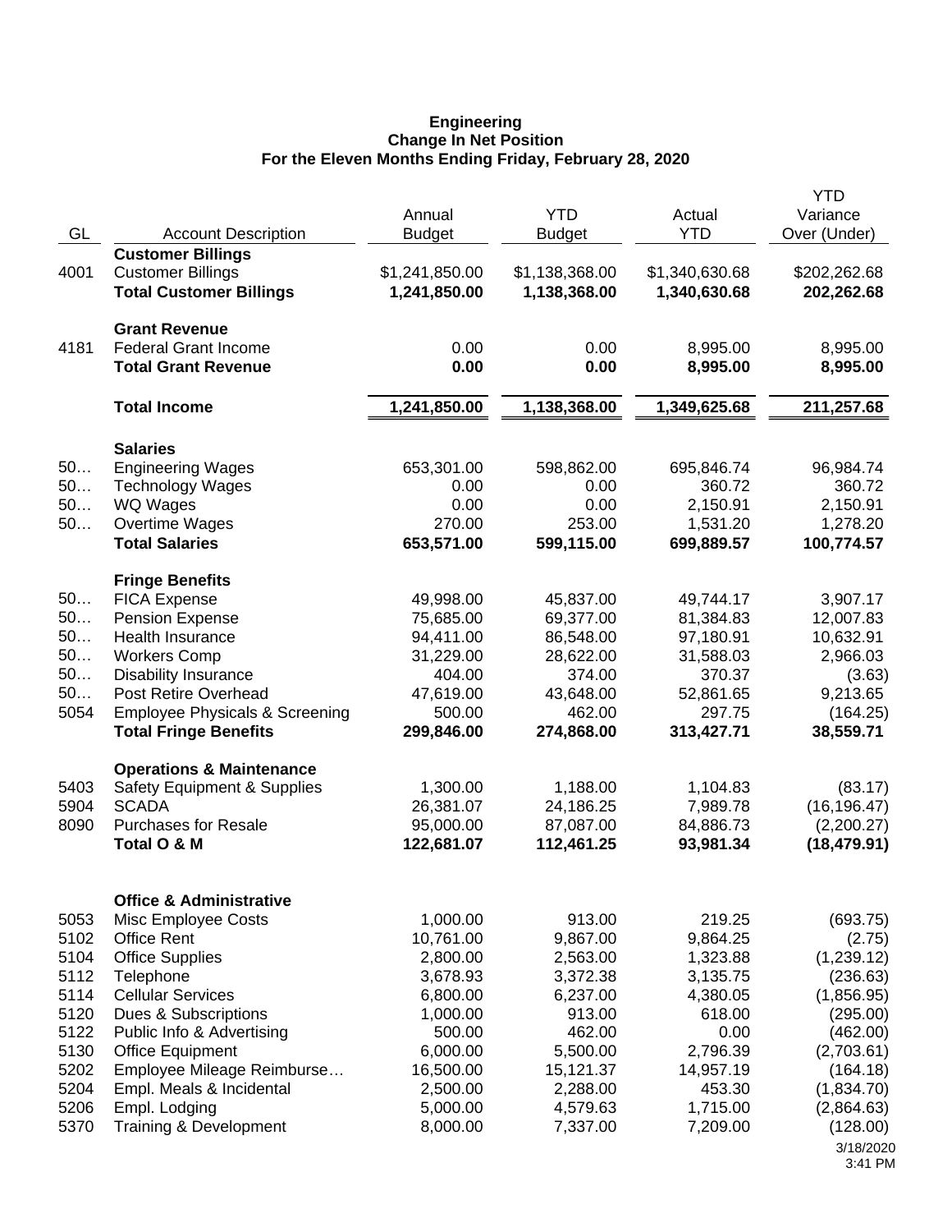**Engineering**
**Change In Net Position**
**For the Eleven Months Ending Friday, February 28, 2020**

| GL | Account Description | Annual Budget | YTD Budget | Actual YTD | YTD Variance Over (Under) |
|---|---|---|---|---|---|
| | **Customer Billings** | | | | |
| 4001 | Customer Billings | $1,241,850.00 | $1,138,368.00 | $1,340,630.68 | $202,262.68 |
| | **Total Customer Billings** | **1,241,850.00** | **1,138,368.00** | **1,340,630.68** | **202,262.68** |
| | **Grant Revenue** | | | | |
| 4181 | Federal Grant Income | 0.00 | 0.00 | 8,995.00 | 8,995.00 |
| | **Total Grant Revenue** | **0.00** | **0.00** | **8,995.00** | **8,995.00** |
| | **Total Income** | **1,241,850.00** | **1,138,368.00** | **1,349,625.68** | **211,257.68** |
| | **Salaries** | | | | |
| 50… | Engineering Wages | 653,301.00 | 598,862.00 | 695,846.74 | 96,984.74 |
| 50… | Technology Wages | 0.00 | 0.00 | 360.72 | 360.72 |
| 50… | WQ Wages | 0.00 | 0.00 | 2,150.91 | 2,150.91 |
| 50… | Overtime Wages | 270.00 | 253.00 | 1,531.20 | 1,278.20 |
| | **Total Salaries** | **653,571.00** | **599,115.00** | **699,889.57** | **100,774.57** |
| | **Fringe Benefits** | | | | |
| 50… | FICA Expense | 49,998.00 | 45,837.00 | 49,744.17 | 3,907.17 |
| 50… | Pension Expense | 75,685.00 | 69,377.00 | 81,384.83 | 12,007.83 |
| 50… | Health Insurance | 94,411.00 | 86,548.00 | 97,180.91 | 10,632.91 |
| 50… | Workers Comp | 31,229.00 | 28,622.00 | 31,588.03 | 2,966.03 |
| 50… | Disability Insurance | 404.00 | 374.00 | 370.37 | (3.63) |
| 50… | Post Retire Overhead | 47,619.00 | 43,648.00 | 52,861.65 | 9,213.65 |
| 5054 | Employee Physicals & Screening | 500.00 | 462.00 | 297.75 | (164.25) |
| | **Total Fringe Benefits** | **299,846.00** | **274,868.00** | **313,427.71** | **38,559.71** |
| | **Operations & Maintenance** | | | | |
| 5403 | Safety Equipment & Supplies | 1,300.00 | 1,188.00 | 1,104.83 | (83.17) |
| 5904 | SCADA | 26,381.07 | 24,186.25 | 7,989.78 | (16,196.47) |
| 8090 | Purchases for Resale | 95,000.00 | 87,087.00 | 84,886.73 | (2,200.27) |
| | **Total O & M** | **122,681.07** | **112,461.25** | **93,981.34** | **(18,479.91)** |
| | **Office & Administrative** | | | | |
| 5053 | Misc Employee Costs | 1,000.00 | 913.00 | 219.25 | (693.75) |
| 5102 | Office Rent | 10,761.00 | 9,867.00 | 9,864.25 | (2.75) |
| 5104 | Office Supplies | 2,800.00 | 2,563.00 | 1,323.88 | (1,239.12) |
| 5112 | Telephone | 3,678.93 | 3,372.38 | 3,135.75 | (236.63) |
| 5114 | Cellular Services | 6,800.00 | 6,237.00 | 4,380.05 | (1,856.95) |
| 5120 | Dues & Subscriptions | 1,000.00 | 913.00 | 618.00 | (295.00) |
| 5122 | Public Info & Advertising | 500.00 | 462.00 | 0.00 | (462.00) |
| 5130 | Office Equipment | 6,000.00 | 5,500.00 | 2,796.39 | (2,703.61) |
| 5202 | Employee Mileage Reimburse… | 16,500.00 | 15,121.37 | 14,957.19 | (164.18) |
| 5204 | Empl. Meals & Incidental | 2,500.00 | 2,288.00 | 453.30 | (1,834.70) |
| 5206 | Empl. Lodging | 5,000.00 | 4,579.63 | 1,715.00 | (2,864.63) |
| 5370 | Training & Development | 8,000.00 | 7,337.00 | 7,209.00 | (128.00) |

3/18/2020
3:41 PM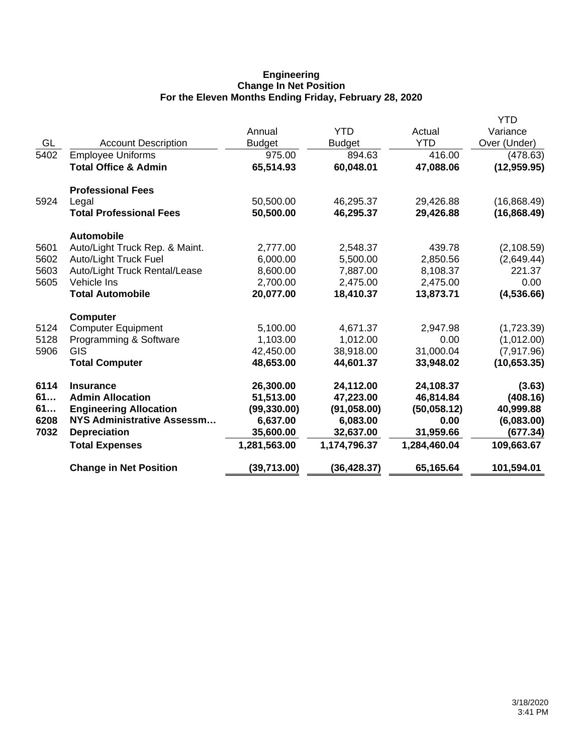**Engineering**
**Change In Net Position**
**For the Eleven Months Ending Friday, February 28, 2020**

| GL | Account Description | Annual Budget | YTD Budget | Actual YTD | YTD Variance Over (Under) |
|---|---|---|---|---|---|
| 5402 | Employee Uniforms | 975.00 | 894.63 | 416.00 | (478.63) |
| | **Total Office & Admin** | **65,514.93** | **60,048.01** | **47,088.06** | **(12,959.95)** |
| | **Professional Fees** | | | | |
| 5924 | Legal | 50,500.00 | 46,295.37 | 29,426.88 | (16,868.49) |
| | **Total Professional Fees** | **50,500.00** | **46,295.37** | **29,426.88** | **(16,868.49)** |
| | **Automobile** | | | | |
| 5601 | Auto/Light Truck Rep. & Maint. | 2,777.00 | 2,548.37 | 439.78 | (2,108.59) |
| 5602 | Auto/Light Truck Fuel | 6,000.00 | 5,500.00 | 2,850.56 | (2,649.44) |
| 5603 | Auto/Light Truck Rental/Lease | 8,600.00 | 7,887.00 | 8,108.37 | 221.37 |
| 5605 | Vehicle Ins | 2,700.00 | 2,475.00 | 2,475.00 | 0.00 |
| | **Total Automobile** | **20,077.00** | **18,410.37** | **13,873.71** | **(4,536.66)** |
| | **Computer** | | | | |
| 5124 | Computer Equipment | 5,100.00 | 4,671.37 | 2,947.98 | (1,723.39) |
| 5128 | Programming & Software | 1,103.00 | 1,012.00 | 0.00 | (1,012.00) |
| 5906 | GIS | 42,450.00 | 38,918.00 | 31,000.04 | (7,917.96) |
| | **Total Computer** | **48,653.00** | **44,601.37** | **33,948.02** | **(10,653.35)** |
| **6114** | **Insurance** | **26,300.00** | **24,112.00** | **24,108.37** | **(3.63)** |
| **61…** | **Admin Allocation** | **51,513.00** | **47,223.00** | **46,814.84** | **(408.16)** |
| **61…** | **Engineering Allocation** | **(99,330.00)** | **(91,058.00)** | **(50,058.12)** | **40,999.88** |
| **6208** | **NYS Administrative Assessm…** | **6,637.00** | **6,083.00** | **0.00** | **(6,083.00)** |
| **7032** | **Depreciation** | **35,600.00** | **32,637.00** | **31,959.66** | **(677.34)** |
| | **Total Expenses** | **1,281,563.00** | **1,174,796.37** | **1,284,460.04** | **109,663.67** |
| | **Change in Net Position** | **(39,713.00)** | **(36,428.37)** | **65,165.64** | **101,594.01** |

3/18/2020
3:41 PM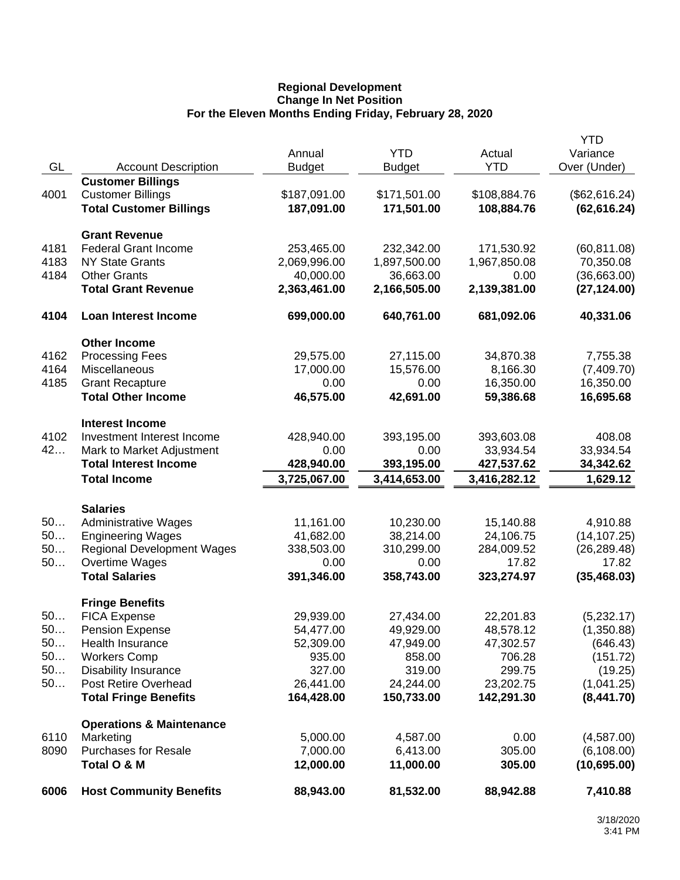**Regional Development**
**Change In Net Position**
**For the Eleven Months Ending Friday, February 28, 2020**

| GL | Account Description | Annual Budget | YTD Budget | Actual YTD | YTD Variance Over (Under) |
|---|---|---|---|---|---|
| | **Customer Billings** | | | | |
| 4001 | Customer Billings | $187,091.00 | $171,501.00 | $108,884.76 | ($62,616.24) |
| | **Total Customer Billings** | **187,091.00** | **171,501.00** | **108,884.76** | **(62,616.24)** |
| | **Grant Revenue** | | | | |
| 4181 | Federal Grant Income | 253,465.00 | 232,342.00 | 171,530.92 | (60,811.08) |
| 4183 | NY State Grants | 2,069,996.00 | 1,897,500.00 | 1,967,850.08 | 70,350.08 |
| 4184 | Other Grants | 40,000.00 | 36,663.00 | 0.00 | (36,663.00) |
| | **Total Grant Revenue** | **2,363,461.00** | **2,166,505.00** | **2,139,381.00** | **(27,124.00)** |
| **4104** | **Loan Interest Income** | **699,000.00** | **640,761.00** | **681,092.06** | **40,331.06** |
| | **Other Income** | | | | |
| 4162 | Processing Fees | 29,575.00 | 27,115.00 | 34,870.38 | 7,755.38 |
| 4164 | Miscellaneous | 17,000.00 | 15,576.00 | 8,166.30 | (7,409.70) |
| 4185 | Grant Recapture | 0.00 | 0.00 | 16,350.00 | 16,350.00 |
| | **Total Other Income** | **46,575.00** | **42,691.00** | **59,386.68** | **16,695.68** |
| | **Interest Income** | | | | |
| 4102 | Investment Interest Income | 428,940.00 | 393,195.00 | 393,603.08 | 408.08 |
| 42… | Mark to Market Adjustment | 0.00 | 0.00 | 33,934.54 | 33,934.54 |
| | **Total Interest Income** | **428,940.00** | **393,195.00** | **427,537.62** | **34,342.62** |
| | **Total Income** | **3,725,067.00** | **3,414,653.00** | **3,416,282.12** | **1,629.12** |
| | **Salaries** | | | | |
| 50… | Administrative Wages | 11,161.00 | 10,230.00 | 15,140.88 | 4,910.88 |
| 50… | Engineering Wages | 41,682.00 | 38,214.00 | 24,106.75 | (14,107.25) |
| 50… | Regional Development Wages | 338,503.00 | 310,299.00 | 284,009.52 | (26,289.48) |
| 50… | Overtime Wages | 0.00 | 0.00 | 17.82 | 17.82 |
| | **Total Salaries** | **391,346.00** | **358,743.00** | **323,274.97** | **(35,468.03)** |
| | **Fringe Benefits** | | | | |
| 50… | FICA Expense | 29,939.00 | 27,434.00 | 22,201.83 | (5,232.17) |
| 50… | Pension Expense | 54,477.00 | 49,929.00 | 48,578.12 | (1,350.88) |
| 50… | Health Insurance | 52,309.00 | 47,949.00 | 47,302.57 | (646.43) |
| 50… | Workers Comp | 935.00 | 858.00 | 706.28 | (151.72) |
| 50… | Disability Insurance | 327.00 | 319.00 | 299.75 | (19.25) |
| 50… | Post Retire Overhead | 26,441.00 | 24,244.00 | 23,202.75 | (1,041.25) |
| | **Total Fringe Benefits** | **164,428.00** | **150,733.00** | **142,291.30** | **(8,441.70)** |
| | **Operations & Maintenance** | | | | |
| 6110 | Marketing | 5,000.00 | 4,587.00 | 0.00 | (4,587.00) |
| 8090 | Purchases for Resale | 7,000.00 | 6,413.00 | 305.00 | (6,108.00) |
| | **Total O & M** | **12,000.00** | **11,000.00** | **305.00** | **(10,695.00)** |
| **6006** | **Host Community Benefits** | **88,943.00** | **81,532.00** | **88,942.88** | **7,410.88** |

3/18/2020
3:41 PM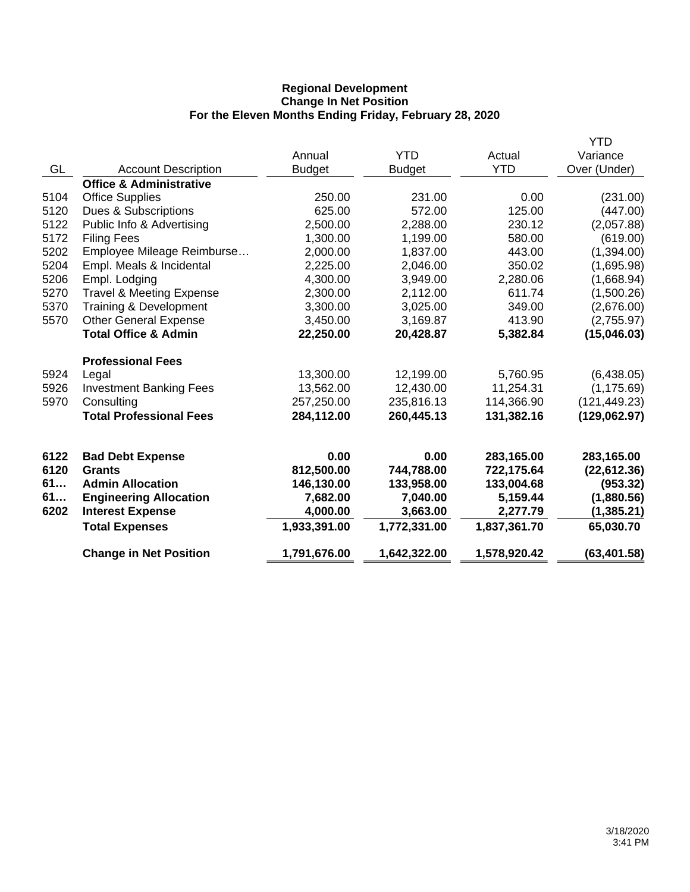**Regional Development**
**Change In Net Position**
**For the Eleven Months Ending Friday, February 28, 2020**

| GL | Account Description | Annual Budget | YTD Budget | Actual YTD | YTD Variance Over (Under) |
|---|---|---|---|---|---|
| | **Office & Administrative** | | | | |
| 5104 | Office Supplies | 250.00 | 231.00 | 0.00 | (231.00) |
| 5120 | Dues & Subscriptions | 625.00 | 572.00 | 125.00 | (447.00) |
| 5122 | Public Info & Advertising | 2,500.00 | 2,288.00 | 230.12 | (2,057.88) |
| 5172 | Filing Fees | 1,300.00 | 1,199.00 | 580.00 | (619.00) |
| 5202 | Employee Mileage Reimburse… | 2,000.00 | 1,837.00 | 443.00 | (1,394.00) |
| 5204 | Empl. Meals & Incidental | 2,225.00 | 2,046.00 | 350.02 | (1,695.98) |
| 5206 | Empl. Lodging | 4,300.00 | 3,949.00 | 2,280.06 | (1,668.94) |
| 5270 | Travel & Meeting Expense | 2,300.00 | 2,112.00 | 611.74 | (1,500.26) |
| 5370 | Training & Development | 3,300.00 | 3,025.00 | 349.00 | (2,676.00) |
| 5570 | Other General Expense | 3,450.00 | 3,169.87 | 413.90 | (2,755.97) |
| | **Total Office & Admin** | **22,250.00** | **20,428.87** | **5,382.84** | **(15,046.03)** |
| | **Professional Fees** | | | | |
| 5924 | Legal | 13,300.00 | 12,199.00 | 5,760.95 | (6,438.05) |
| 5926 | Investment Banking Fees | 13,562.00 | 12,430.00 | 11,254.31 | (1,175.69) |
| 5970 | Consulting | 257,250.00 | 235,816.13 | 114,366.90 | (121,449.23) |
| | **Total Professional Fees** | **284,112.00** | **260,445.13** | **131,382.16** | **(129,062.97)** |
| **6122** | **Bad Debt Expense** | **0.00** | **0.00** | **283,165.00** | **283,165.00** |
| **6120** | **Grants** | **812,500.00** | **744,788.00** | **722,175.64** | **(22,612.36)** |
| **61…** | **Admin Allocation** | **146,130.00** | **133,958.00** | **133,004.68** | **(953.32)** |
| **61…** | **Engineering Allocation** | **7,682.00** | **7,040.00** | **5,159.44** | **(1,880.56)** |
| **6202** | **Interest Expense** | **4,000.00** | **3,663.00** | **2,277.79** | **(1,385.21)** |
| | **Total Expenses** | **1,933,391.00** | **1,772,331.00** | **1,837,361.70** | **65,030.70** |
| | **Change in Net Position** | **1,791,676.00** | **1,642,322.00** | **1,578,920.42** | **(63,401.58)** |

3/18/2020
3:41 PM